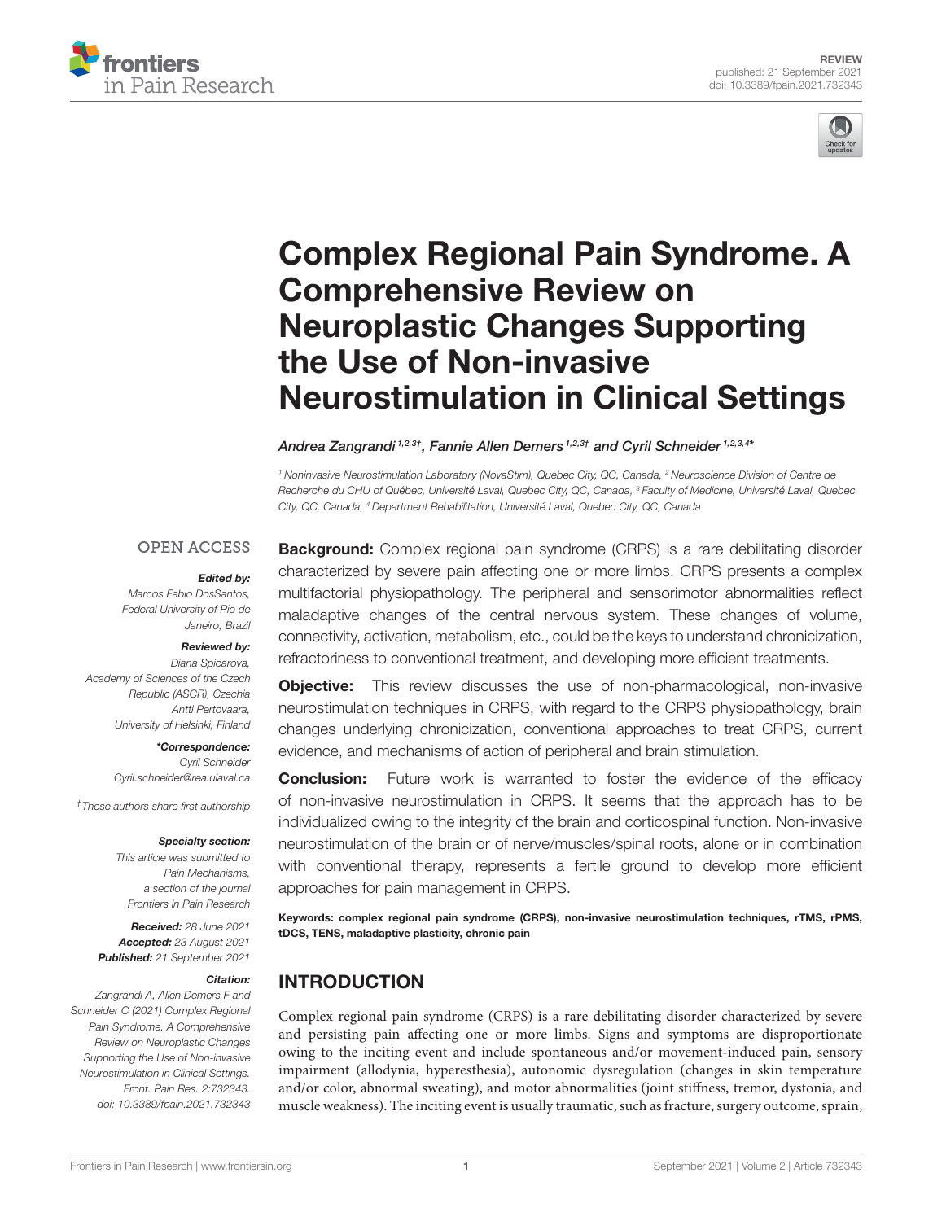REVIEW
published: 21 September 2021
doi: 10.3389/fpain.2021.732343

# Complex Regional Pain Syndrome. A Comprehensive Review on Neuroplastic Changes Supporting the Use of Non-invasive Neurostimulation in Clinical Settings

*Andrea Zangrandi[1,2,3†], Fannie Allen Demers[1,2,3†] and Cyril Schneider[1,2,3,4*]*

[1] Noninvasive Neurostimulation Laboratory (NovaStim), Quebec City, QC, Canada, [2] Neuroscience Division of Centre de Recherche du CHU of Québec, Université Laval, Quebec City, QC, Canada, [3] Faculty of Medicine, Université Laval, Quebec City, QC, Canada, [4] Department Rehabilitation, Université Laval, Quebec City, QC, Canada

OPEN ACCESS

***Edited by:***
*Marcos Fabio DosSantos, Federal University of Rio de Janeiro, Brazil*

***Reviewed by:***
*Diana Spicarova, Academy of Sciences of the Czech Republic (ASCR), Czechia*
*Antti Pertovaara, University of Helsinki, Finland*

***\*Correspondence:***
*Cyril Schneider*
*Cyril.schneider@rea.ulaval.ca*

*†These authors share first authorship*

***Specialty section:***
*This article was submitted to Pain Mechanisms, a section of the journal Frontiers in Pain Research*

***Received:*** *28 June 2021*
***Accepted:*** *23 August 2021*
***Published:*** *21 September 2021*

***Citation:***
*Zangrandi A, Allen Demers F and Schneider C (2021) Complex Regional Pain Syndrome. A Comprehensive Review on Neuroplastic Changes Supporting the Use of Non-invasive Neurostimulation in Clinical Settings. Front. Pain Res. 2:732343. doi: 10.3389/fpain.2021.732343*

**Background:** Complex regional pain syndrome (CRPS) is a rare debilitating disorder characterized by severe pain affecting one or more limbs. CRPS presents a complex multifactorial physiopathology. The peripheral and sensorimotor abnormalities reflect maladaptive changes of the central nervous system. These changes of volume, connectivity, activation, metabolism, etc., could be the keys to understand chronicization, refractoriness to conventional treatment, and developing more efficient treatments.

**Objective:** This review discusses the use of non-pharmacological, non-invasive neurostimulation techniques in CRPS, with regard to the CRPS physiopathology, brain changes underlying chronicization, conventional approaches to treat CRPS, current evidence, and mechanisms of action of peripheral and brain stimulation.

**Conclusion:** Future work is warranted to foster the evidence of the efficacy of non-invasive neurostimulation in CRPS. It seems that the approach has to be individualized owing to the integrity of the brain and corticospinal function. Non-invasive neurostimulation of the brain or of nerve/muscles/spinal roots, alone or in combination with conventional therapy, represents a fertile ground to develop more efficient approaches for pain management in CRPS.

**Keywords: complex regional pain syndrome (CRPS), non-invasive neurostimulation techniques, rTMS, rPMS, tDCS, TENS, maladaptive plasticity, chronic pain**

## INTRODUCTION

Complex regional pain syndrome (CRPS) is a rare debilitating disorder characterized by severe and persisting pain affecting one or more limbs. Signs and symptoms are disproportionate owing to the inciting event and include spontaneous and/or movement-induced pain, sensory impairment (allodynia, hyperesthesia), autonomic dysregulation (changes in skin temperature and/or color, abnormal sweating), and motor abnormalities (joint stiffness, tremor, dystonia, and muscle weakness). The inciting event is usually traumatic, such as fracture, surgery outcome, sprain,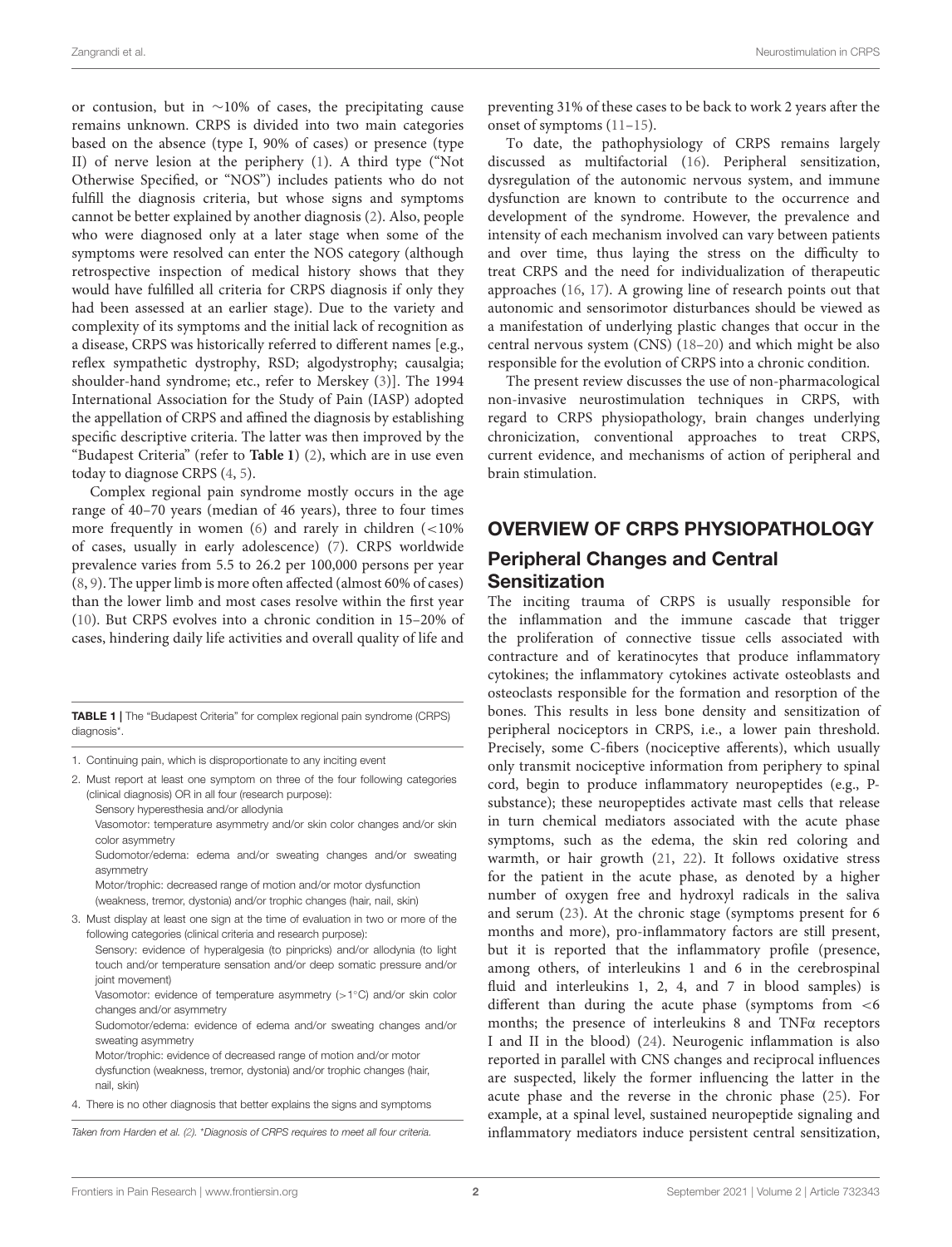or contusion, but in ∼10% of cases, the precipitating cause remains unknown. CRPS is divided into two main categories based on the absence (type I, 90% of cases) or presence (type II) of nerve lesion at the periphery (1). A third type ("Not Otherwise Specified, or "NOS") includes patients who do not fulfill the diagnosis criteria, but whose signs and symptoms cannot be better explained by another diagnosis (2). Also, people who were diagnosed only at a later stage when some of the symptoms were resolved can enter the NOS category (although retrospective inspection of medical history shows that they would have fulfilled all criteria for CRPS diagnosis if only they had been assessed at an earlier stage). Due to the variety and complexity of its symptoms and the initial lack of recognition as a disease, CRPS was historically referred to different names [e.g., reflex sympathetic dystrophy, RSD; algodystrophy; causalgia; shoulder-hand syndrome; etc., refer to Merskey (3)]. The 1994 International Association for the Study of Pain (IASP) adopted the appellation of CRPS and affined the diagnosis by establishing specific descriptive criteria. The latter was then improved by the "Budapest Criteria" (refer to **Table 1**) (2), which are in use even today to diagnose CRPS (4, 5).

Complex regional pain syndrome mostly occurs in the age range of 40–70 years (median of 46 years), three to four times more frequently in women (6) and rarely in children (<10% of cases, usually in early adolescence) (7). CRPS worldwide prevalence varies from 5.5 to 26.2 per 100,000 persons per year (8, 9). The upper limb is more often affected (almost 60% of cases) than the lower limb and most cases resolve within the first year (10). But CRPS evolves into a chronic condition in 15–20% of cases, hindering daily life activities and overall quality of life and preventing 31% of these cases to be back to work 2 years after the onset of symptoms (11–15).

**TABLE 1** | The "Budapest Criteria" for complex regional pain syndrome (CRPS) diagnosis*.

1. Continuing pain, which is disproportionate to any inciting event
2. Must report at least one symptom on three of the four following categories (clinical diagnosis) OR in all four (research purpose):
   - Sensory hyperesthesia and/or allodynia
   - Vasomotor: temperature asymmetry and/or skin color changes and/or skin color asymmetry
   - Sudomotor/edema: edema and/or sweating changes and/or sweating asymmetry
   - Motor/trophic: decreased range of motion and/or motor dysfunction (weakness, tremor, dystonia) and/or trophic changes (hair, nail, skin)
3. Must display at least one sign at the time of evaluation in two or more of the following categories (clinical criteria and research purpose):
   - Sensory: evidence of hyperalgesia (to pinpricks) and/or allodynia (to light touch and/or temperature sensation and/or deep somatic pressure and/or joint movement)
   - Vasomotor: evidence of temperature asymmetry (>1°C) and/or skin color changes and/or asymmetry
   - Sudomotor/edema: evidence of edema and/or sweating changes and/or sweating asymmetry
   - Motor/trophic: evidence of decreased range of motion and/or motor dysfunction (weakness, tremor, dystonia) and/or trophic changes (hair, nail, skin)
4. There is no other diagnosis that better explains the signs and symptoms

*Taken from Harden et al. (2). *Diagnosis of CRPS requires to meet all four criteria.*

To date, the pathophysiology of CRPS remains largely discussed as multifactorial (16). Peripheral sensitization, dysregulation of the autonomic nervous system, and immune dysfunction are known to contribute to the occurrence and development of the syndrome. However, the prevalence and intensity of each mechanism involved can vary between patients and over time, thus laying the stress on the difficulty to treat CRPS and the need for individualization of therapeutic approaches (16, 17). A growing line of research points out that autonomic and sensorimotor disturbances should be viewed as a manifestation of underlying plastic changes that occur in the central nervous system (CNS) (18–20) and which might be also responsible for the evolution of CRPS into a chronic condition.

The present review discusses the use of non-pharmacological non-invasive neurostimulation techniques in CRPS, with regard to CRPS physiopathology, brain changes underlying chronicization, conventional approaches to treat CRPS, current evidence, and mechanisms of action of peripheral and brain stimulation.

## OVERVIEW OF CRPS PHYSIOPATHOLOGY

### Peripheral Changes and Central Sensitization

The inciting trauma of CRPS is usually responsible for the inflammation and the immune cascade that trigger the proliferation of connective tissue cells associated with contracture and of keratinocytes that produce inflammatory cytokines; the inflammatory cytokines activate osteoblasts and osteoclasts responsible for the formation and resorption of the bones. This results in less bone density and sensitization of peripheral nociceptors in CRPS, i.e., a lower pain threshold. Precisely, some C-fibers (nociceptive afferents), which usually only transmit nociceptive information from periphery to spinal cord, begin to produce inflammatory neuropeptides (e.g., P-substance); these neuropeptides activate mast cells that release in turn chemical mediators associated with the acute phase symptoms, such as the edema, the skin red coloring and warmth, or hair growth (21, 22). It follows oxidative stress for the patient in the acute phase, as denoted by a higher number of oxygen free and hydroxyl radicals in the saliva and serum (23). At the chronic stage (symptoms present for 6 months and more), pro-inflammatory factors are still present, but it is reported that the inflammatory profile (presence, among others, of interleukins 1 and 6 in the cerebrospinal fluid and interleukins 1, 2, 4, and 7 in blood samples) is different than during the acute phase (symptoms from <6 months; the presence of interleukins 8 and TNFα receptors I and II in the blood) (24). Neurogenic inflammation is also reported in parallel with CNS changes and reciprocal influences are suspected, likely the former influencing the latter in the acute phase and the reverse in the chronic phase (25). For example, at a spinal level, sustained neuropeptide signaling and inflammatory mediators induce persistent central sensitization,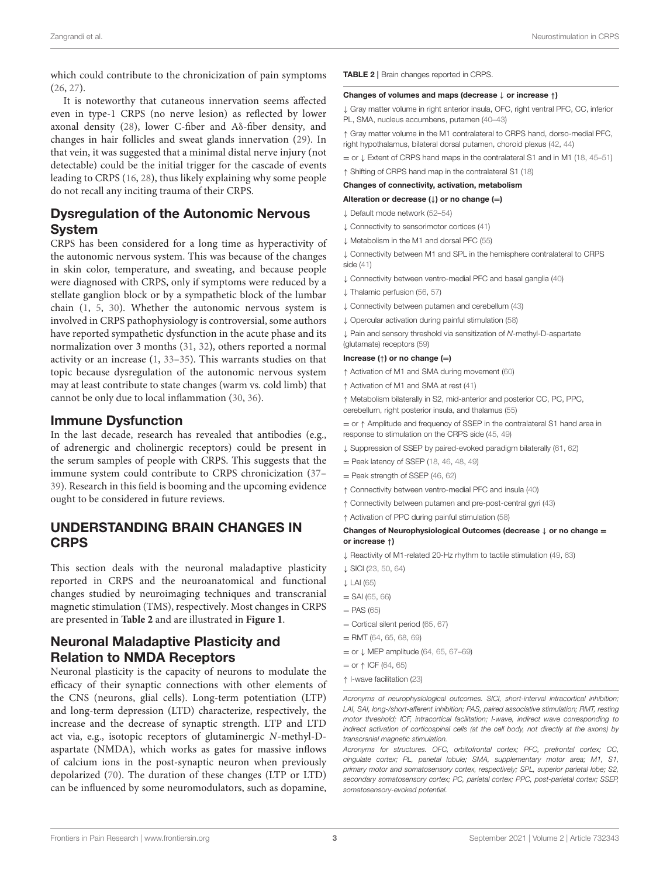which could contribute to the chronicization of pain symptoms (26, 27).

It is noteworthy that cutaneous innervation seems affected even in type-1 CRPS (no nerve lesion) as reflected by lower axonal density (28), lower C-fiber and Aδ-fiber density, and changes in hair follicles and sweat glands innervation (29). In that vein, it was suggested that a minimal distal nerve injury (not detectable) could be the initial trigger for the cascade of events leading to CRPS (16, 28), thus likely explaining why some people do not recall any inciting trauma of their CRPS.

## Dysregulation of the Autonomic Nervous System

CRPS has been considered for a long time as hyperactivity of the autonomic nervous system. This was because of the changes in skin color, temperature, and sweating, and because people were diagnosed with CRPS, only if symptoms were reduced by a stellate ganglion block or by a sympathetic block of the lumbar chain (1, 5, 30). Whether the autonomic nervous system is involved in CRPS pathophysiology is controversial, some authors have reported sympathetic dysfunction in the acute phase and its normalization over 3 months (31, 32), others reported a normal activity or an increase (1, 33–35). This warrants studies on that topic because dysregulation of the autonomic nervous system may at least contribute to state changes (warm vs. cold limb) that cannot be only due to local inflammation (30, 36).

## Immune Dysfunction

In the last decade, research has revealed that antibodies (e.g., of adrenergic and cholinergic receptors) could be present in the serum samples of people with CRPS. This suggests that the immune system could contribute to CRPS chronicization (37–39). Research in this field is booming and the upcoming evidence ought to be considered in future reviews.

# UNDERSTANDING BRAIN CHANGES IN CRPS

This section deals with the neuronal maladaptive plasticity reported in CRPS and the neuroanatomical and functional changes studied by neuroimaging techniques and transcranial magnetic stimulation (TMS), respectively. Most changes in CRPS are presented in **Table 2** and are illustrated in **Figure 1**.

## Neuronal Maladaptive Plasticity and Relation to NMDA Receptors

Neuronal plasticity is the capacity of neurons to modulate the efficacy of their synaptic connections with other elements of the CNS (neurons, glial cells). Long-term potentiation (LTP) and long-term depression (LTD) characterize, respectively, the increase and the decrease of synaptic strength. LTP and LTD act via, e.g., isotopic receptors of glutaminergic *N*-methyl-D-aspartate (NMDA), which works as gates for massive inflows of calcium ions in the post-synaptic neuron when previously depolarized (70). The duration of these changes (LTP or LTD) can be influenced by some neuromodulators, such as dopamine,

**TABLE 2** | Brain changes reported in CRPS.

| |
|---|
| **Changes of volumes and maps (decrease ↓ or increase ↑)** |
| ↓ Gray matter volume in right anterior insula, OFC, right ventral PFC, CC, inferior PL, SMA, nucleus accumbens, putamen (40–43) |
| ↑ Gray matter volume in the M1 contralateral to CRPS hand, dorso-medial PFC, right hypothalamus, bilateral dorsal putamen, choroid plexus (42, 44) |
| = or ↓ Extent of CRPS hand maps in the contralateral S1 and in M1 (18, 45–51) |
| ↑ Shifting of CRPS hand map in the contralateral S1 (18) |
| **Changes of connectivity, activation, metabolism** |
| **Alteration or decrease (↓) or no change (=)** |
| ↓ Default mode network (52–54) |
| ↓ Connectivity to sensorimotor cortices (41) |
| ↓ Metabolism in the M1 and dorsal PFC (55) |
| ↓ Connectivity between M1 and SPL in the hemisphere contralateral to CRPS side (41) |
| ↓ Connectivity between ventro-medial PFC and basal ganglia (40) |
| ↓ Thalamic perfusion (56, 57) |
| ↓ Connectivity between putamen and cerebellum (43) |
| ↓ Opercular activation during painful stimulation (58) |
| ↓ Pain and sensory threshold via sensitization of *N*-methyl-D-aspartate (glutamate) receptors (59) |
| **Increase (↑) or no change (=)** |
| ↑ Activation of M1 and SMA during movement (60) |
| ↑ Activation of M1 and SMA at rest (41) |
| ↑ Metabolism bilaterally in S2, mid-anterior and posterior CC, PC, PPC, cerebellum, right posterior insula, and thalamus (55) |
| = or ↑ Amplitude and frequency of SSEP in the contralateral S1 hand area in response to stimulation on the CRPS side (45, 49) |
| ↓ Suppression of SSEP by paired-evoked paradigm bilaterally (61, 62) |
| = Peak latency of SSEP (18, 46, 48, 49) |
| = Peak strength of SSEP (46, 62) |
| ↑ Connectivity between ventro-medial PFC and insula (40) |
| ↑ Connectivity between putamen and pre-post-central gyri (43) |
| ↑ Activation of PPC during painful stimulation (58) |
| **Changes of Neurophysiological Outcomes (decrease ↓ or no change = or increase ↑)** |
| ↓ Reactivity of M1-related 20-Hz rhythm to tactile stimulation (49, 63) |
| ↓ SICI (23, 50, 64) |
| ↓ LAI (65) |
| = SAI (65, 66) |
| = PAS (65) |
| = Cortical silent period (65, 67) |
| = RMT (64, 65, 68, 69) |
| = or ↓ MEP amplitude (64, 65, 67–69) |
| = or ↑ ICF (64, 65) |
| ↑ I-wave facilitation (23) |

*Acronyms of neurophysiological outcomes. SICI, short-interval intracortical inhibition; LAI, SAI, long-/short-afferent inhibition; PAS, paired associative stimulation; RMT, resting motor threshold; ICF, intracortical facilitation; I-wave, indirect wave corresponding to indirect activation of corticospinal cells (at the cell body, not directly at the axons) by transcranial magnetic stimulation.*

*Acronyms for structures. OFC, orbitofrontal cortex; PFC, prefrontal cortex; CC, cingulate cortex; PL, parietal lobule; SMA, supplementary motor area; M1, S1, primary motor and somatosensory cortex, respectively; SPL, superior parietal lobe; S2, secondary somatosensory cortex; PC, parietal cortex; PPC, post-parietal cortex; SSEP, somatosensory-evoked potential.*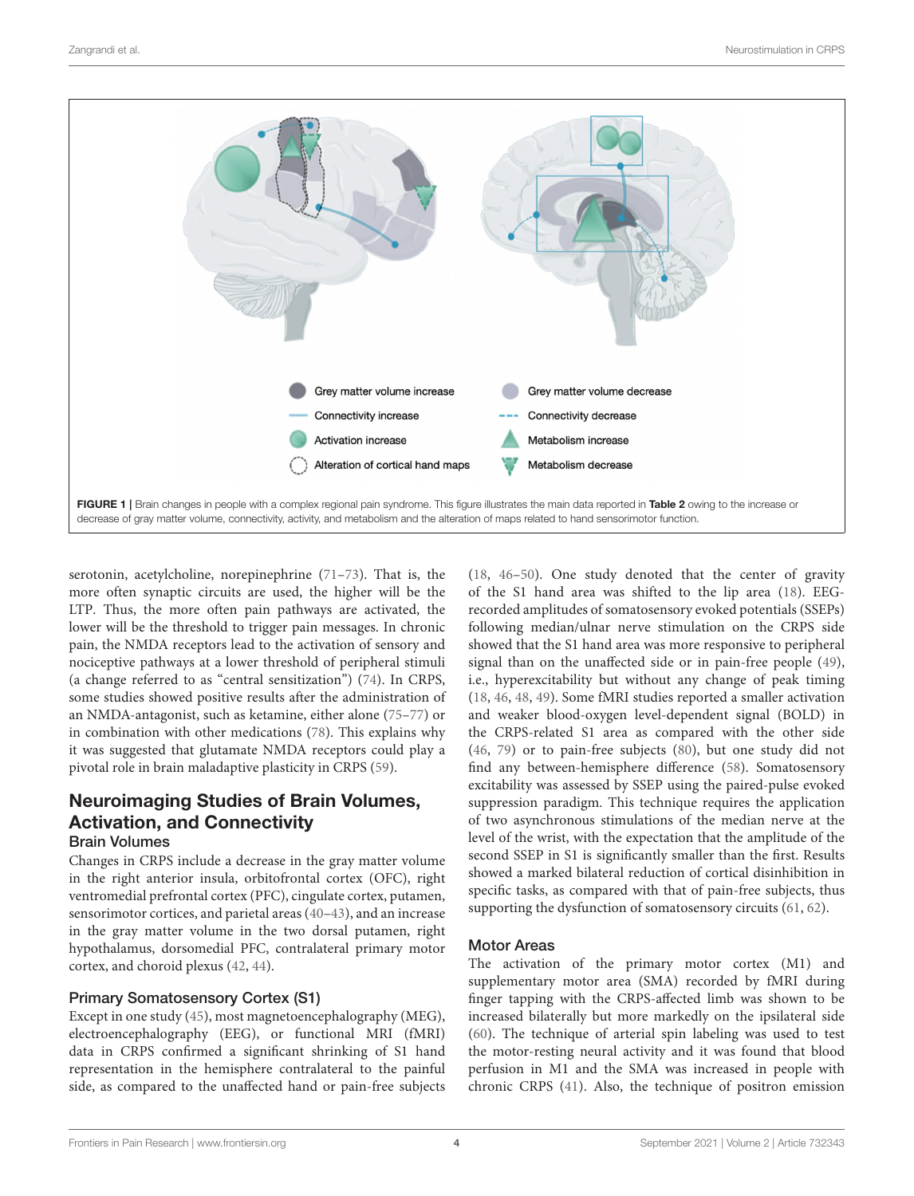Grey matter volume increase

Grey matter volume decrease

Connectivity increase

Connectivity decrease

Activation increase

Metabolism increase

Alteration of cortical hand maps

Metabolism decrease

**FIGURE 1 |** Brain changes in people with a complex regional pain syndrome. This figure illustrates the main data reported in **Table 2** owing to the increase or decrease of gray matter volume, connectivity, activity, and metabolism and the alteration of maps related to hand sensorimotor function.

serotonin, acetylcholine, norepinephrine (71–73). That is, the more often synaptic circuits are used, the higher will be the LTP. Thus, the more often pain pathways are activated, the lower will be the threshold to trigger pain messages. In chronic pain, the NMDA receptors lead to the activation of sensory and nociceptive pathways at a lower threshold of peripheral stimuli (a change referred to as "central sensitization") (74). In CRPS, some studies showed positive results after the administration of an NMDA-antagonist, such as ketamine, either alone (75–77) or in combination with other medications (78). This explains why it was suggested that glutamate NMDA receptors could play a pivotal role in brain maladaptive plasticity in CRPS (59).

## Neuroimaging Studies of Brain Volumes, Activation, and Connectivity

### Brain Volumes

Changes in CRPS include a decrease in the gray matter volume in the right anterior insula, orbitofrontal cortex (OFC), right ventromedial prefrontal cortex (PFC), cingulate cortex, putamen, sensorimotor cortices, and parietal areas (40–43), and an increase in the gray matter volume in the two dorsal putamen, right hypothalamus, dorsomedial PFC, contralateral primary motor cortex, and choroid plexus (42, 44).

### Primary Somatosensory Cortex (S1)

Except in one study (45), most magnetoencephalography (MEG), electroencephalography (EEG), or functional MRI (fMRI) data in CRPS confirmed a significant shrinking of S1 hand representation in the hemisphere contralateral to the painful side, as compared to the unaffected hand or pain-free subjects (18, 46–50). One study denoted that the center of gravity of the S1 hand area was shifted to the lip area (18). EEG-recorded amplitudes of somatosensory evoked potentials (SSEPs) following median/ulnar nerve stimulation on the CRPS side showed that the S1 hand area was more responsive to peripheral signal than on the unaffected side or in pain-free people (49), i.e., hyperexcitability but without any change of peak timing (18, 46, 48, 49). Some fMRI studies reported a smaller activation and weaker blood-oxygen level-dependent signal (BOLD) in the CRPS-related S1 area as compared with the other side (46, 79) or to pain-free subjects (80), but one study did not find any between-hemisphere difference (58). Somatosensory excitability was assessed by SSEP using the paired-pulse evoked suppression paradigm. This technique requires the application of two asynchronous stimulations of the median nerve at the level of the wrist, with the expectation that the amplitude of the second SSEP in S1 is significantly smaller than the first. Results showed a marked bilateral reduction of cortical disinhibition in specific tasks, as compared with that of pain-free subjects, thus supporting the dysfunction of somatosensory circuits (61, 62).

### Motor Areas

The activation of the primary motor cortex (M1) and supplementary motor area (SMA) recorded by fMRI during finger tapping with the CRPS-affected limb was shown to be increased bilaterally but more markedly on the ipsilateral side (60). The technique of arterial spin labeling was used to test the motor-resting neural activity and it was found that blood perfusion in M1 and the SMA was increased in people with chronic CRPS (41). Also, the technique of positron emission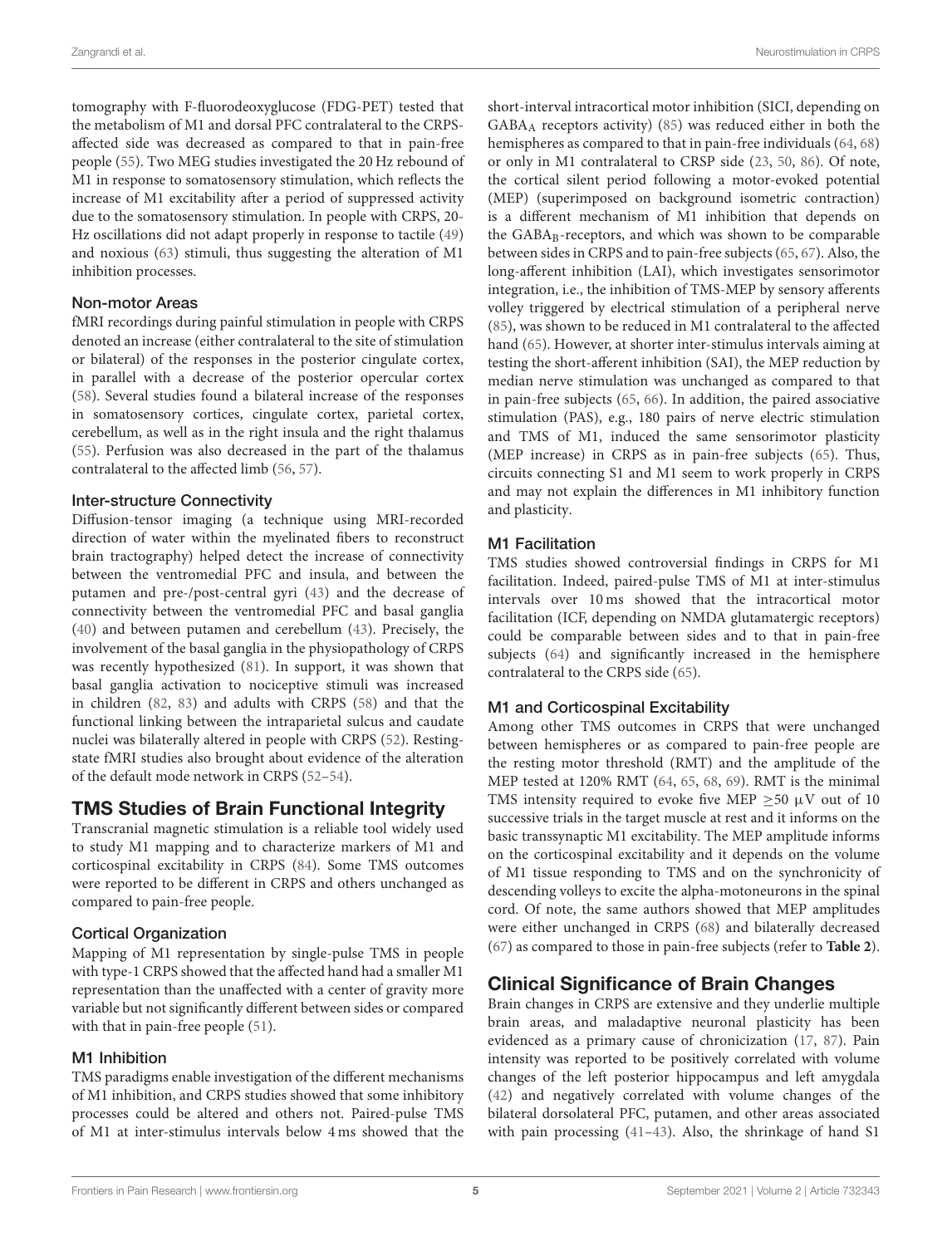tomography with F-fluorodeoxyglucose (FDG-PET) tested that the metabolism of M1 and dorsal PFC contralateral to the CRPS-affected side was decreased as compared to that in pain-free people (55). Two MEG studies investigated the 20 Hz rebound of M1 in response to somatosensory stimulation, which reflects the increase of M1 excitability after a period of suppressed activity due to the somatosensory stimulation. In people with CRPS, 20-Hz oscillations did not adapt properly in response to tactile (49) and noxious (63) stimuli, thus suggesting the alteration of M1 inhibition processes.

### Non-motor Areas

fMRI recordings during painful stimulation in people with CRPS denoted an increase (either contralateral to the site of stimulation or bilateral) of the responses in the posterior cingulate cortex, in parallel with a decrease of the posterior opercular cortex (58). Several studies found a bilateral increase of the responses in somatosensory cortices, cingulate cortex, parietal cortex, cerebellum, as well as in the right insula and the right thalamus (55). Perfusion was also decreased in the part of the thalamus contralateral to the affected limb (56, 57).

### Inter-structure Connectivity

Diffusion-tensor imaging (a technique using MRI-recorded direction of water within the myelinated fibers to reconstruct brain tractography) helped detect the increase of connectivity between the ventromedial PFC and insula, and between the putamen and pre-/post-central gyri (43) and the decrease of connectivity between the ventromedial PFC and basal ganglia (40) and between putamen and cerebellum (43). Precisely, the involvement of the basal ganglia in the physiopathology of CRPS was recently hypothesized (81). In support, it was shown that basal ganglia activation to nociceptive stimuli was increased in children (82, 83) and adults with CRPS (58) and that the functional linking between the intraparietal sulcus and caudate nuclei was bilaterally altered in people with CRPS (52). Resting-state fMRI studies also brought about evidence of the alteration of the default mode network in CRPS (52–54).

## TMS Studies of Brain Functional Integrity

Transcranial magnetic stimulation is a reliable tool widely used to study M1 mapping and to characterize markers of M1 and corticospinal excitability in CRPS (84). Some TMS outcomes were reported to be different in CRPS and others unchanged as compared to pain-free people.

### Cortical Organization

Mapping of M1 representation by single-pulse TMS in people with type-1 CRPS showed that the affected hand had a smaller M1 representation than the unaffected with a center of gravity more variable but not significantly different between sides or compared with that in pain-free people (51).

### M1 Inhibition

TMS paradigms enable investigation of the different mechanisms of M1 inhibition, and CRPS studies showed that some inhibitory processes could be altered and others not. Paired-pulse TMS of M1 at inter-stimulus intervals below 4 ms showed that the short-interval intracortical motor inhibition (SICI, depending on $GABA_A$ receptors activity) (85) was reduced either in both the hemispheres as compared to that in pain-free individuals (64, 68) or only in M1 contralateral to CRSP side (23, 50, 86). Of note, the cortical silent period following a motor-evoked potential (MEP) (superimposed on background isometric contraction) is a different mechanism of M1 inhibition that depends on the $GABA_B$-receptors, and which was shown to be comparable between sides in CRPS and to pain-free subjects (65, 67). Also, the long-afferent inhibition (LAI), which investigates sensorimotor integration, i.e., the inhibition of TMS-MEP by sensory afferents volley triggered by electrical stimulation of a peripheral nerve (85), was shown to be reduced in M1 contralateral to the affected hand (65). However, at shorter inter-stimulus intervals aiming at testing the short-afferent inhibition (SAI), the MEP reduction by median nerve stimulation was unchanged as compared to that in pain-free subjects (65, 66). In addition, the paired associative stimulation (PAS), e.g., 180 pairs of nerve electric stimulation and TMS of M1, induced the same sensorimotor plasticity (MEP increase) in CRPS as in pain-free subjects (65). Thus, circuits connecting S1 and M1 seem to work properly in CRPS and may not explain the differences in M1 inhibitory function and plasticity.

### M1 Facilitation

TMS studies showed controversial findings in CRPS for M1 facilitation. Indeed, paired-pulse TMS of M1 at inter-stimulus intervals over 10 ms showed that the intracortical motor facilitation (ICF, depending on NMDA glutamatergic receptors) could be comparable between sides and to that in pain-free subjects (64) and significantly increased in the hemisphere contralateral to the CRPS side (65).

### M1 and Corticospinal Excitability

Among other TMS outcomes in CRPS that were unchanged between hemispheres or as compared to pain-free people are the resting motor threshold (RMT) and the amplitude of the MEP tested at 120% RMT (64, 65, 68, 69). RMT is the minimal TMS intensity required to evoke five MEP $\geq 50\ \mu V$ out of 10 successive trials in the target muscle at rest and it informs on the basic transsynaptic M1 excitability. The MEP amplitude informs on the corticospinal excitability and it depends on the volume of M1 tissue responding to TMS and on the synchronicity of descending volleys to excite the alpha-motoneurons in the spinal cord. Of note, the same authors showed that MEP amplitudes were either unchanged in CRPS (68) and bilaterally decreased (67) as compared to those in pain-free subjects (refer to **Table 2**).

## Clinical Significance of Brain Changes

Brain changes in CRPS are extensive and they underlie multiple brain areas, and maladaptive neuronal plasticity has been evidenced as a primary cause of chronicization (17, 87). Pain intensity was reported to be positively correlated with volume changes of the left posterior hippocampus and left amygdala (42) and negatively correlated with volume changes of the bilateral dorsolateral PFC, putamen, and other areas associated with pain processing (41–43). Also, the shrinkage of hand S1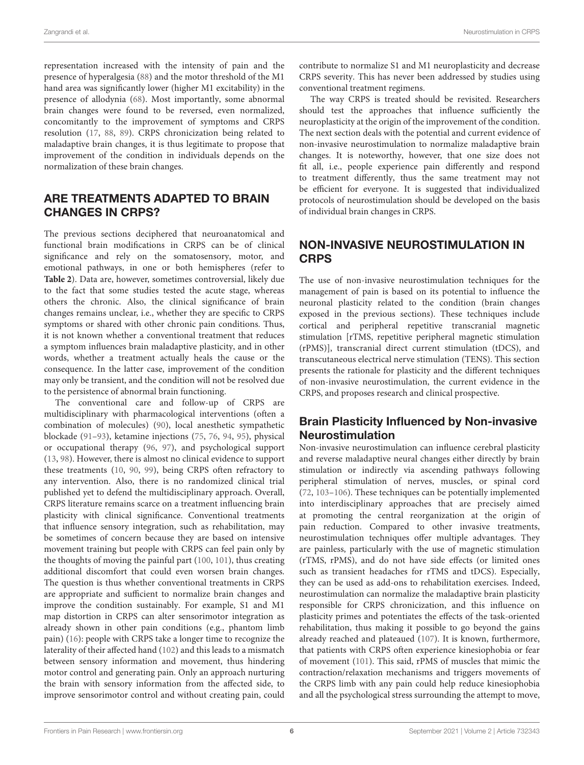representation increased with the intensity of pain and the presence of hyperalgesia (88) and the motor threshold of the M1 hand area was significantly lower (higher M1 excitability) in the presence of allodynia (68). Most importantly, some abnormal brain changes were found to be reversed, even normalized, concomitantly to the improvement of symptoms and CRPS resolution (17, 88, 89). CRPS chronicization being related to maladaptive brain changes, it is thus legitimate to propose that improvement of the condition in individuals depends on the normalization of these brain changes.

## ARE TREATMENTS ADAPTED TO BRAIN CHANGES IN CRPS?

The previous sections deciphered that neuroanatomical and functional brain modifications in CRPS can be of clinical significance and rely on the somatosensory, motor, and emotional pathways, in one or both hemispheres (refer to **Table 2**). Data are, however, sometimes controversial, likely due to the fact that some studies tested the acute stage, whereas others the chronic. Also, the clinical significance of brain changes remains unclear, i.e., whether they are specific to CRPS symptoms or shared with other chronic pain conditions. Thus, it is not known whether a conventional treatment that reduces a symptom influences brain maladaptive plasticity, and in other words, whether a treatment actually heals the cause or the consequence. In the latter case, improvement of the condition may only be transient, and the condition will not be resolved due to the persistence of abnormal brain functioning.

The conventional care and follow-up of CRPS are multidisciplinary with pharmacological interventions (often a combination of molecules) (90), local anesthetic sympathetic blockade (91–93), ketamine injections (75, 76, 94, 95), physical or occupational therapy (96, 97), and psychological support (13, 98). However, there is almost no clinical evidence to support these treatments (10, 90, 99), being CRPS often refractory to any intervention. Also, there is no randomized clinical trial published yet to defend the multidisciplinary approach. Overall, CRPS literature remains scarce on a treatment influencing brain plasticity with clinical significance. Conventional treatments that influence sensory integration, such as rehabilitation, may be sometimes of concern because they are based on intensive movement training but people with CRPS can feel pain only by the thoughts of moving the painful part (100, 101), thus creating additional discomfort that could even worsen brain changes. The question is thus whether conventional treatments in CRPS are appropriate and sufficient to normalize brain changes and improve the condition sustainably. For example, S1 and M1 map distortion in CRPS can alter sensorimotor integration as already shown in other pain conditions (e.g., phantom limb pain) (16): people with CRPS take a longer time to recognize the laterality of their affected hand (102) and this leads to a mismatch between sensory information and movement, thus hindering motor control and generating pain. Only an approach nurturing the brain with sensory information from the affected side, to improve sensorimotor control and without creating pain, could contribute to normalize S1 and M1 neuroplasticity and decrease CRPS severity. This has never been addressed by studies using conventional treatment regimens.

The way CRPS is treated should be revisited. Researchers should test the approaches that influence sufficiently the neuroplasticity at the origin of the improvement of the condition. The next section deals with the potential and current evidence of non-invasive neurostimulation to normalize maladaptive brain changes. It is noteworthy, however, that one size does not fit all, i.e., people experience pain differently and respond to treatment differently, thus the same treatment may not be efficient for everyone. It is suggested that individualized protocols of neurostimulation should be developed on the basis of individual brain changes in CRPS.

## NON-INVASIVE NEUROSTIMULATION IN CRPS

The use of non-invasive neurostimulation techniques for the management of pain is based on its potential to influence the neuronal plasticity related to the condition (brain changes exposed in the previous sections). These techniques include cortical and peripheral repetitive transcranial magnetic stimulation [rTMS, repetitive peripheral magnetic stimulation (rPMS)], transcranial direct current stimulation (tDCS), and transcutaneous electrical nerve stimulation (TENS). This section presents the rationale for plasticity and the different techniques of non-invasive neurostimulation, the current evidence in the CRPS, and proposes research and clinical prospective.

### Brain Plasticity Influenced by Non-invasive Neurostimulation

Non-invasive neurostimulation can influence cerebral plasticity and reverse maladaptive neural changes either directly by brain stimulation or indirectly via ascending pathways following peripheral stimulation of nerves, muscles, or spinal cord (72, 103–106). These techniques can be potentially implemented into interdisciplinary approaches that are precisely aimed at promoting the central reorganization at the origin of pain reduction. Compared to other invasive treatments, neurostimulation techniques offer multiple advantages. They are painless, particularly with the use of magnetic stimulation (rTMS, rPMS), and do not have side effects (or limited ones such as transient headaches for rTMS and tDCS). Especially, they can be used as add-ons to rehabilitation exercises. Indeed, neurostimulation can normalize the maladaptive brain plasticity responsible for CRPS chronicization, and this influence on plasticity primes and potentiates the effects of the task-oriented rehabilitation, thus making it possible to go beyond the gains already reached and plateaued (107). It is known, furthermore, that patients with CRPS often experience kinesiophobia or fear of movement (101). This said, rPMS of muscles that mimic the contraction/relaxation mechanisms and triggers movements of the CRPS limb with any pain could help reduce kinesiophobia and all the psychological stress surrounding the attempt to move,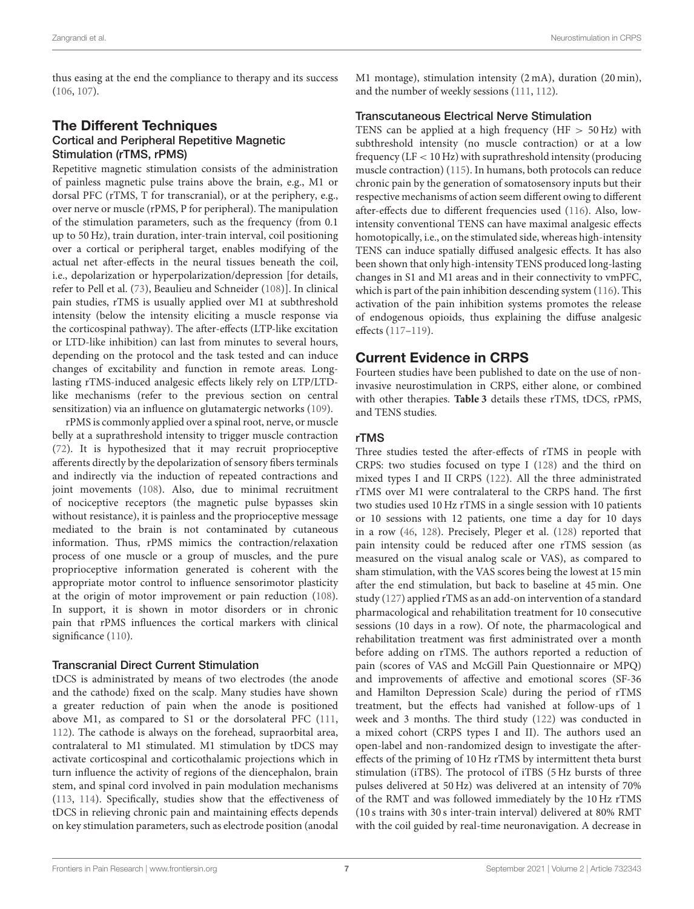thus easing at the end the compliance to therapy and its success (106, 107).

## The Different Techniques

### Cortical and Peripheral Repetitive Magnetic Stimulation (rTMS, rPMS)

Repetitive magnetic stimulation consists of the administration of painless magnetic pulse trains above the brain, e.g., M1 or dorsal PFC (rTMS, T for transcranial), or at the periphery, e.g., over nerve or muscle (rPMS, P for peripheral). The manipulation of the stimulation parameters, such as the frequency (from 0.1 up to 50 Hz), train duration, inter-train interval, coil positioning over a cortical or peripheral target, enables modifying of the actual net after-effects in the neural tissues beneath the coil, i.e., depolarization or hyperpolarization/depression [for details, refer to Pell et al. (73), Beaulieu and Schneider (108)]. In clinical pain studies, rTMS is usually applied over M1 at subthreshold intensity (below the intensity eliciting a muscle response via the corticospinal pathway). The after-effects (LTP-like excitation or LTD-like inhibition) can last from minutes to several hours, depending on the protocol and the task tested and can induce changes of excitability and function in remote areas. Long-lasting rTMS-induced analgesic effects likely rely on LTP/LTD-like mechanisms (refer to the previous section on central sensitization) via an influence on glutamatergic networks (109).

rPMS is commonly applied over a spinal root, nerve, or muscle belly at a suprathreshold intensity to trigger muscle contraction (72). It is hypothesized that it may recruit proprioceptive afferents directly by the depolarization of sensory fibers terminals and indirectly via the induction of repeated contractions and joint movements (108). Also, due to minimal recruitment of nociceptive receptors (the magnetic pulse bypasses skin without resistance), it is painless and the proprioceptive message mediated to the brain is not contaminated by cutaneous information. Thus, rPMS mimics the contraction/relaxation process of one muscle or a group of muscles, and the pure proprioceptive information generated is coherent with the appropriate motor control to influence sensorimotor plasticity at the origin of motor improvement or pain reduction (108). In support, it is shown in motor disorders or in chronic pain that rPMS influences the cortical markers with clinical significance (110).

### Transcranial Direct Current Stimulation

tDCS is administrated by means of two electrodes (the anode and the cathode) fixed on the scalp. Many studies have shown a greater reduction of pain when the anode is positioned above M1, as compared to S1 or the dorsolateral PFC (111, 112). The cathode is always on the forehead, supraorbital area, contralateral to M1 stimulated. M1 stimulation by tDCS may activate corticospinal and corticothalamic projections which in turn influence the activity of regions of the diencephalon, brain stem, and spinal cord involved in pain modulation mechanisms (113, 114). Specifically, studies show that the effectiveness of tDCS in relieving chronic pain and maintaining effects depends on key stimulation parameters, such as electrode position (anodal M1 montage), stimulation intensity (2 mA), duration (20 min), and the number of weekly sessions (111, 112).

### Transcutaneous Electrical Nerve Stimulation

TENS can be applied at a high frequency (HF $> 50$ Hz) with subthreshold intensity (no muscle contraction) or at a low frequency (LF $< 10$ Hz) with suprathreshold intensity (producing muscle contraction) (115). In humans, both protocols can reduce chronic pain by the generation of somatosensory inputs but their respective mechanisms of action seem different owing to different after-effects due to different frequencies used (116). Also, low-intensity conventional TENS can have maximal analgesic effects homotopically, i.e., on the stimulated side, whereas high-intensity TENS can induce spatially diffused analgesic effects. It has also been shown that only high-intensity TENS produced long-lasting changes in S1 and M1 areas and in their connectivity to vmPFC, which is part of the pain inhibition descending system (116). This activation of the pain inhibition systems promotes the release of endogenous opioids, thus explaining the diffuse analgesic effects (117–119).

## Current Evidence in CRPS

Fourteen studies have been published to date on the use of non-invasive neurostimulation in CRPS, either alone, or combined with other therapies. **Table 3** details these rTMS, tDCS, rPMS, and TENS studies.

### rTMS

Three studies tested the after-effects of rTMS in people with CRPS: two studies focused on type I (128) and the third on mixed types I and II CRPS (122). All the three administrated rTMS over M1 were contralateral to the CRPS hand. The first two studies used 10 Hz rTMS in a single session with 10 patients or 10 sessions with 12 patients, one time a day for 10 days in a row (46, 128). Precisely, Pleger et al. (128) reported that pain intensity could be reduced after one rTMS session (as measured on the visual analog scale or VAS), as compared to sham stimulation, with the VAS scores being the lowest at 15 min after the end stimulation, but back to baseline at 45 min. One study (127) applied rTMS as an add-on intervention of a standard pharmacological and rehabilitation treatment for 10 consecutive sessions (10 days in a row). Of note, the pharmacological and rehabilitation treatment was first administrated over a month before adding on rTMS. The authors reported a reduction of pain (scores of VAS and McGill Pain Questionnaire or MPQ) and improvements of affective and emotional scores (SF-36 and Hamilton Depression Scale) during the period of rTMS treatment, but the effects had vanished at follow-ups of 1 week and 3 months. The third study (122) was conducted in a mixed cohort (CRPS types I and II). The authors used an open-label and non-randomized design to investigate the after-effects of the priming of 10 Hz rTMS by intermittent theta burst stimulation (iTBS). The protocol of iTBS (5 Hz bursts of three pulses delivered at 50 Hz) was delivered at an intensity of 70% of the RMT and was followed immediately by the 10 Hz rTMS (10 s trains with 30 s inter-train interval) delivered at 80% RMT with the coil guided by real-time neuronavigation. A decrease in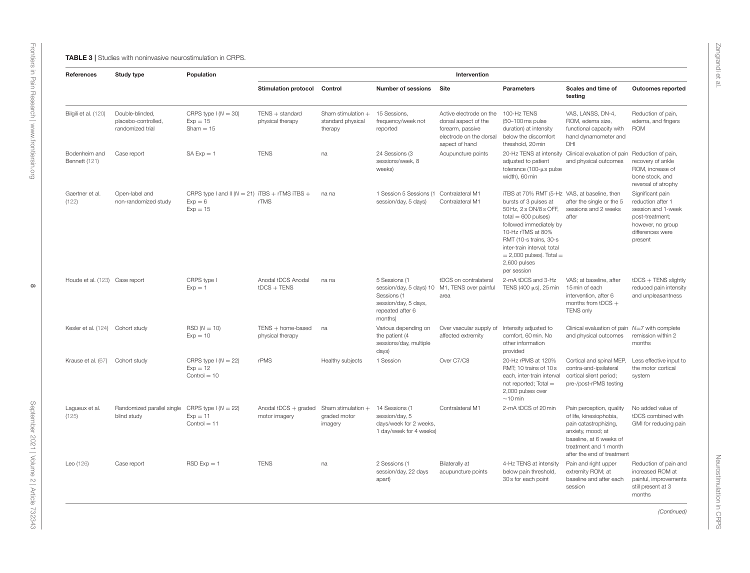**TABLE 3 |** Studies with noninvasive neurostimulation in CRPS.

| References | Study type | Population | Intervention | | | | | | |
|---|---|---|---|---|---|---|---|---|---|
| | | | Stimulation protocol | Control | Number of sessions | Site | Parameters | Scales and time of testing | Outcomes reported |
| Bilgili et al. (120) | Double-blinded, placebo-controlled, randomized trial | CRPS type I ($N = 30$) Exp = 15 Sham = 15 | TENS + standard physical therapy | Sham stimulation + standard physical therapy | 15 Sessions, frequency/week not reported | Active electrode on the dorsal aspect of the forearm, passive electrode on the dorsal aspect of hand | 100-Hz TENS (50–100 ms pulse duration) at intensity below the discomfort threshold, 20 min | VAS, LANSS, DN-4, ROM, edema size, functional capacity with hand dynamometer and DHI | Reduction of pain, edema, and fingers ROM |
| Bodenheim and Bennett (121) | Case report | SA Exp = 1 | TENS | na | 24 Sessions (3 sessions/week, 8 weeks) | Acupuncture points | 20-Hz TENS at intensity adjusted to patient tolerance (100-µs pulse width), 60 min | Clinical evaluation of pain and physical outcomes | Reduction of pain, recovery of ankle ROM, increase of bone stock, and reversal of atrophy |
| Gaertner et al. (122) | Open-label and non-randomized study | CRPS type I and II ($N = 21$) Exp = 6 Exp = 15 | iTBS + rTMS iTBS + rTMS | na na | 1 Session 5 Sessions (1 session/day, 5 days) | Contralateral M1 Contralateral M1 | iTBS at 70% RMT (5-Hz bursts of 3 pulses at 50 Hz, 2 s ON/8 s OFF, total = 600 pulses) followed immediately by 10-Hz rTMS at 80% RMT (10-s trains, 30-s inter-train interval; total = 2,000 pulses). Total = 2,600 pulses per session | VAS, at baseline, then after the single or the 5 sessions and 2 weeks after | Significant pain reduction after 1 session and 1-week post-treatment; however, no group differences were present |
| Houde et al. (123) | Case report | CRPS type I Exp = 1 | Anodal tDCS Anodal tDCS + TENS | na na | 5 Sessions (1 session/day, 5 days) 10 Sessions (1 session/day, 5 days, repeated after 6 months) | tDCS on contralateral M1, TENS over painful area | 2-mA tDCS and 3-Hz TENS (400 µs), 25 min | VAS; at baseline, after 15 min of each intervention, after 6 months from tDCS + TENS only | tDCS + TENS slightly reduced pain intensity and unpleasantness |
| Kesler et al. (124) | Cohort study | RSD ($N = 10$) Exp = 10 | TENS + home-based physical therapy | na | Various depending on the patient (4 sessions/day, multiple days) | Over vascular supply of affected extremity | Intensity adjusted to comfort, 60 min. No other information provided | Clinical evaluation of pain and physical outcomes | $N$=7 with complete remission within 2 months |
| Krause et al. (67) | Cohort study | CRPS type I ($N = 22$) Exp = 12 Control = 10 | rPMS | Healthy subjects | 1 Session | Over C7/C8 | 20-Hz rPMS at 120% RMT; 10 trains of 10 s each, inter-train interval not reported; Total = 2,000 pulses over ~10 min | Cortical and spinal MEP, contra-and-ipsilateral cortical silent period; pre-/post-rPMS testing | Less effective input to the motor cortical system |
| Lagueux et al. (125) | Randomized parallel single blind study | CRPS type I ($N = 22$) Exp = 11 Control = 11 | Anodal tDCS + graded motor imagery | Sham stimulation + graded motor imagery | 14 Sessions (1 session/day, 5 days/week for 2 weeks, 1 day/week for 4 weeks) | Contralateral M1 | 2-mA tDCS of 20 min | Pain perception, quality of life, kinesiophobia, pain catastrophizing, anxiety, mood; at baseline, at 6 weeks of treatment and 1 month after the end of treatment | No added value of tDCS combined with GMI for reducing pain |
| Leo (126) | Case report | RSD Exp = 1 | TENS | na | 2 Sessions (1 session/day, 22 days apart) | Bilaterally at acupuncture points | 4-Hz TENS at intensity below pain threshold, 30 s for each point | Pain and right upper extremity ROM; at baseline and after each session | Reduction of pain and increased ROM at painful, improvements still present at 3 months |

*(Continued)*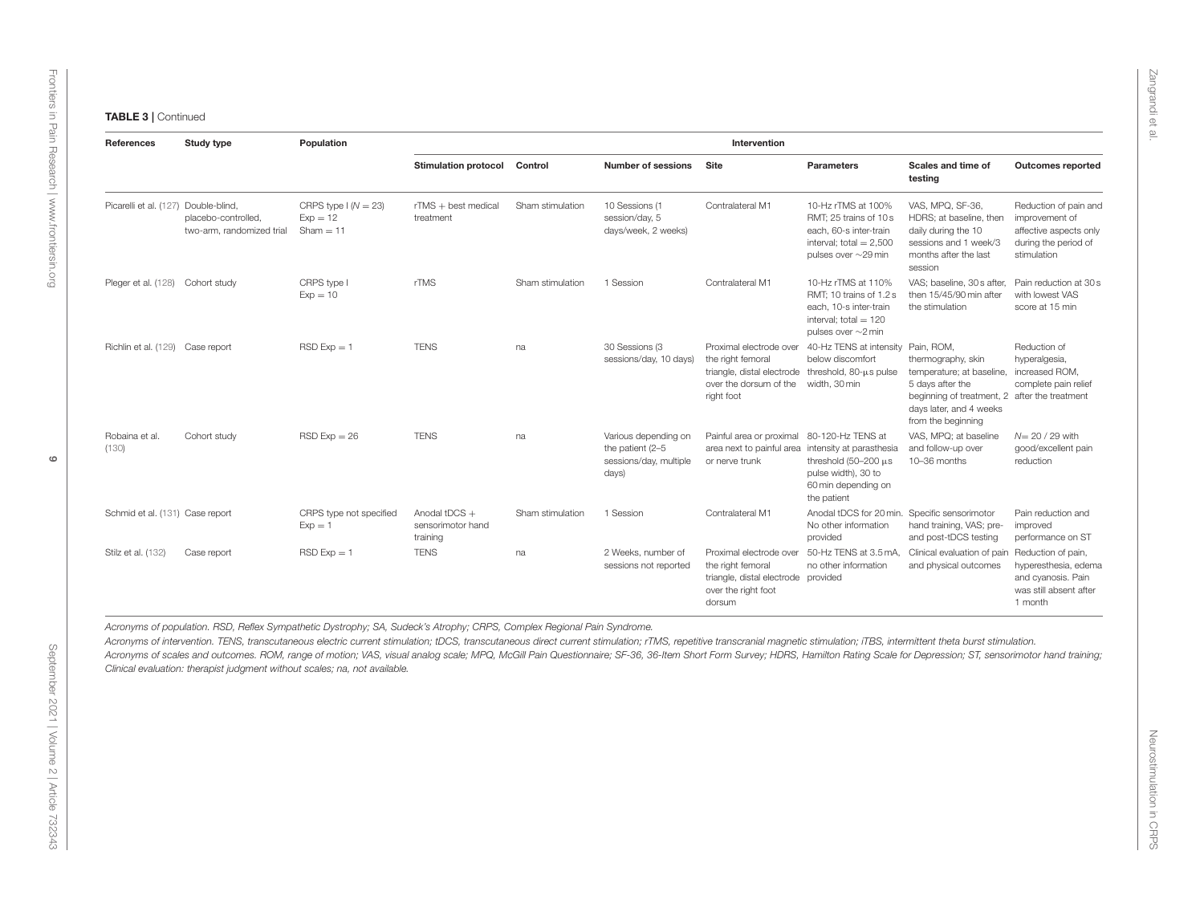**TABLE 3** | Continued

| References | Study type | Population | Intervention | | | | | | |
|---|---|---|---|---|---|---|---|---|---|
| | | | Stimulation protocol | Control | Number of sessions | Site | Parameters | Scales and time of testing | Outcomes reported |
| Picarelli et al. (127) | Double-blind, placebo-controlled, two-arm, randomized trial | CRPS type I ($N$ = 23) Exp = 12 Sham = 11 | rTMS + best medical treatment | Sham stimulation | 10 Sessions (1 session/day, 5 days/week, 2 weeks) | Contralateral M1 | 10-Hz rTMS at 100% RMT; 25 trains of 10 s each, 60-s inter-train interval; total = 2,500 pulses over ~29 min | VAS, MPQ, SF-36, HDRS; at baseline, then daily during the 10 sessions and 1 week/3 months after the last session | Reduction of pain and improvement of affective aspects only during the period of stimulation |
| Pleger et al. (128) | Cohort study | CRPS type I Exp = 10 | rTMS | Sham stimulation | 1 Session | Contralateral M1 | 10-Hz rTMS at 110% RMT; 10 trains of 1.2 s each, 10-s inter-train interval; total = 120 pulses over ~2 min | VAS; baseline, 30 s after, then 15/45/90 min after the stimulation | Pain reduction at 30 s with lowest VAS score at 15 min |
| Richlin et al. (129) | Case report | RSD Exp = 1 | TENS | na | 30 Sessions (3 sessions/day, 10 days) | Proximal electrode over the right femoral triangle, distal electrode over the dorsum of the right foot | 40-Hz TENS at intensity below discomfort threshold, 80-µs pulse width, 30 min | Pain, ROM, thermography, skin temperature; at baseline, 5 days after the beginning of treatment, 2 days later, and 4 weeks from the beginning | Reduction of hyperalgesia, increased ROM, complete pain relief after the treatment |
| Robaina et al. (130) | Cohort study | RSD Exp = 26 | TENS | na | Various depending on the patient (2–5 sessions/day, multiple days) | Painful area or proximal area next to painful area or nerve trunk | 80-120-Hz TENS at intensity at parasthesia threshold (50–200 µs pulse width), 30 to 60 min depending on the patient | VAS, MPQ; at baseline and follow-up over 10–36 months | $N$= 20 / 29 with good/excellent pain reduction |
| Schmid et al. (131) | Case report | CRPS type not specified Exp = 1 | Anodal tDCS + sensorimotor hand training | Sham stimulation | 1 Session | Contralateral M1 | Anodal tDCS for 20 min. No other information provided | Specific sensorimotor hand training, VAS; pre- and post-tDCS testing | Pain reduction and improved performance on ST |
| Stilz et al. (132) | Case report | RSD Exp = 1 | TENS | na | 2 Weeks, number of sessions not reported | Proximal electrode over the right femoral triangle, distal electrode over the right foot dorsum | 50-Hz TENS at 3.5 mA, no other information provided | Clinical evaluation of pain and physical outcomes | Reduction of pain, hyperesthesia, edema and cyanosis. Pain was still absent after 1 month |

*Acronyms of population. RSD, Reflex Sympathetic Dystrophy; SA, Sudeck's Atrophy; CRPS, Complex Regional Pain Syndrome.*

*Acronyms of intervention. TENS, transcutaneous electric current stimulation; tDCS, transcutaneous direct current stimulation; rTMS, repetitive transcranial magnetic stimulation; iTBS, intermittent theta burst stimulation.*

*Acronyms of scales and outcomes. ROM, range of motion; VAS, visual analog scale; MPQ, McGill Pain Questionnaire; SF-36, 36-Item Short Form Survey; HDRS, Hamilton Rating Scale for Depression; ST, sensorimotor hand training; Clinical evaluation: therapist judgment without scales; na, not available.*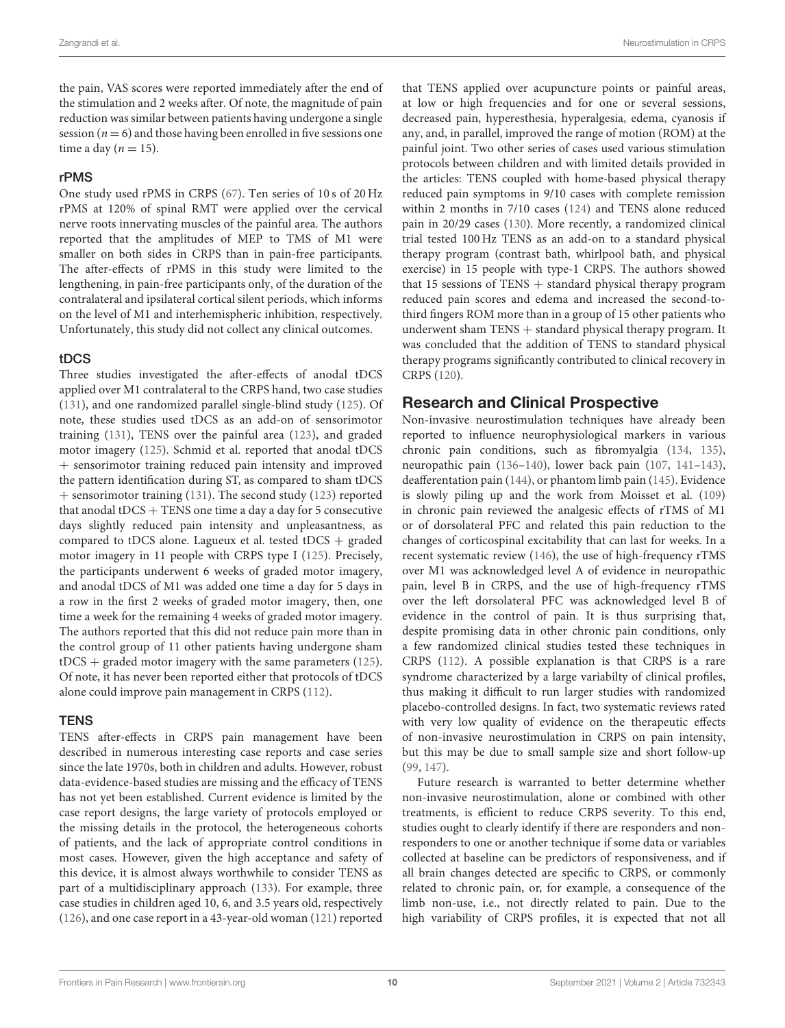the pain, VAS scores were reported immediately after the end of the stimulation and 2 weeks after. Of note, the magnitude of pain reduction was similar between patients having undergone a single session ($n = 6$) and those having been enrolled in five sessions one time a day ($n = 15$).

### rPMS

One study used rPMS in CRPS (67). Ten series of 10 s of 20 Hz rPMS at 120% of spinal RMT were applied over the cervical nerve roots innervating muscles of the painful area. The authors reported that the amplitudes of MEP to TMS of M1 were smaller on both sides in CRPS than in pain-free participants. The after-effects of rPMS in this study were limited to the lengthening, in pain-free participants only, of the duration of the contralateral and ipsilateral cortical silent periods, which informs on the level of M1 and interhemispheric inhibition, respectively. Unfortunately, this study did not collect any clinical outcomes.

### tDCS

Three studies investigated the after-effects of anodal tDCS applied over M1 contralateral to the CRPS hand, two case studies (131), and one randomized parallel single-blind study (125). Of note, these studies used tDCS as an add-on of sensorimotor training (131), TENS over the painful area (123), and graded motor imagery (125). Schmid et al. reported that anodal tDCS + sensorimotor training reduced pain intensity and improved the pattern identification during ST, as compared to sham tDCS + sensorimotor training (131). The second study (123) reported that anodal tDCS + TENS one time a day a day for 5 consecutive days slightly reduced pain intensity and unpleasantness, as compared to tDCS alone. Lagueux et al. tested tDCS + graded motor imagery in 11 people with CRPS type I (125). Precisely, the participants underwent 6 weeks of graded motor imagery, and anodal tDCS of M1 was added one time a day for 5 days in a row in the first 2 weeks of graded motor imagery, then, one time a week for the remaining 4 weeks of graded motor imagery. The authors reported that this did not reduce pain more than in the control group of 11 other patients having undergone sham tDCS + graded motor imagery with the same parameters (125). Of note, it has never been reported either that protocols of tDCS alone could improve pain management in CRPS (112).

### TENS

TENS after-effects in CRPS pain management have been described in numerous interesting case reports and case series since the late 1970s, both in children and adults. However, robust data-evidence-based studies are missing and the efficacy of TENS has not yet been established. Current evidence is limited by the case report designs, the large variety of protocols employed or the missing details in the protocol, the heterogeneous cohorts of patients, and the lack of appropriate control conditions in most cases. However, given the high acceptance and safety of this device, it is almost always worthwhile to consider TENS as part of a multidisciplinary approach (133). For example, three case studies in children aged 10, 6, and 3.5 years old, respectively (126), and one case report in a 43-year-old woman (121) reported that TENS applied over acupuncture points or painful areas, at low or high frequencies and for one or several sessions, decreased pain, hyperesthesia, hyperalgesia, edema, cyanosis if any, and, in parallel, improved the range of motion (ROM) at the painful joint. Two other series of cases used various stimulation protocols between children and with limited details provided in the articles: TENS coupled with home-based physical therapy reduced pain symptoms in 9/10 cases with complete remission within 2 months in 7/10 cases (124) and TENS alone reduced pain in 20/29 cases (130). More recently, a randomized clinical trial tested 100 Hz TENS as an add-on to a standard physical therapy program (contrast bath, whirlpool bath, and physical exercise) in 15 people with type-1 CRPS. The authors showed that 15 sessions of TENS + standard physical therapy program reduced pain scores and edema and increased the second-to-third fingers ROM more than in a group of 15 other patients who underwent sham TENS + standard physical therapy program. It was concluded that the addition of TENS to standard physical therapy programs significantly contributed to clinical recovery in CRPS (120).

## Research and Clinical Prospective

Non-invasive neurostimulation techniques have already been reported to influence neurophysiological markers in various chronic pain conditions, such as fibromyalgia (134, 135), neuropathic pain (136–140), lower back pain (107, 141–143), deafferentation pain (144), or phantom limb pain (145). Evidence is slowly piling up and the work from Moisset et al. (109) in chronic pain reviewed the analgesic effects of rTMS of M1 or of dorsolateral PFC and related this pain reduction to the changes of corticospinal excitability that can last for weeks. In a recent systematic review (146), the use of high-frequency rTMS over M1 was acknowledged level A of evidence in neuropathic pain, level B in CRPS, and the use of high-frequency rTMS over the left dorsolateral PFC was acknowledged level B of evidence in the control of pain. It is thus surprising that, despite promising data in other chronic pain conditions, only a few randomized clinical studies tested these techniques in CRPS (112). A possible explanation is that CRPS is a rare syndrome characterized by a large variabilty of clinical profiles, thus making it difficult to run larger studies with randomized placebo-controlled designs. In fact, two systematic reviews rated with very low quality of evidence on the therapeutic effects of non-invasive neurostimulation in CRPS on pain intensity, but this may be due to small sample size and short follow-up (99, 147).

Future research is warranted to better determine whether non-invasive neurostimulation, alone or combined with other treatments, is efficient to reduce CRPS severity. To this end, studies ought to clearly identify if there are responders and non-responders to one or another technique if some data or variables collected at baseline can be predictors of responsiveness, and if all brain changes detected are specific to CRPS, or commonly related to chronic pain, or, for example, a consequence of the limb non-use, i.e., not directly related to pain. Due to the high variability of CRPS profiles, it is expected that not all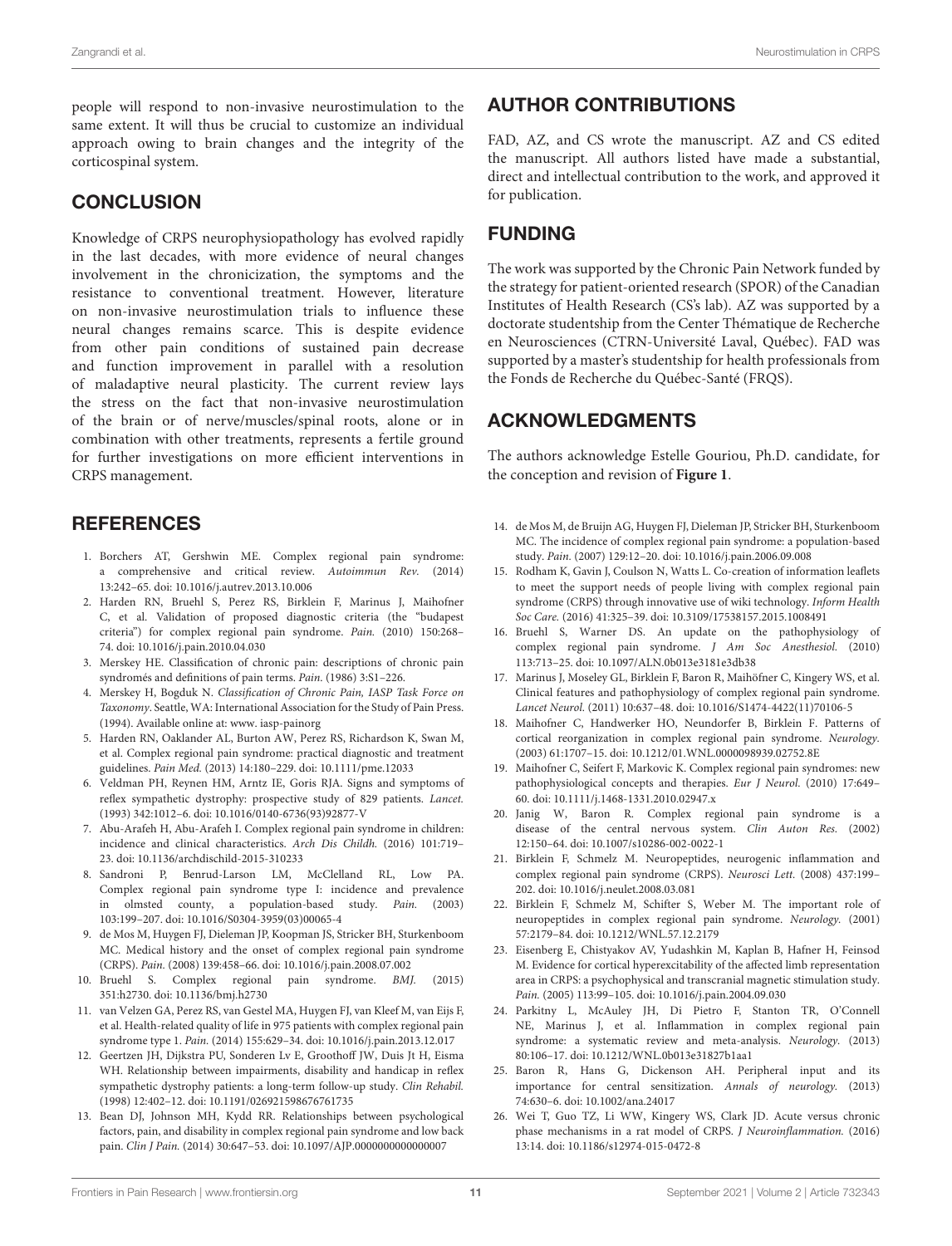people will respond to non-invasive neurostimulation to the same extent. It will thus be crucial to customize an individual approach owing to brain changes and the integrity of the corticospinal system.

## CONCLUSION

Knowledge of CRPS neurophysiopathology has evolved rapidly in the last decades, with more evidence of neural changes involvement in the chronicization, the symptoms and the resistance to conventional treatment. However, literature on non-invasive neurostimulation trials to influence these neural changes remains scarce. This is despite evidence from other pain conditions of sustained pain decrease and function improvement in parallel with a resolution of maladaptive neural plasticity. The current review lays the stress on the fact that non-invasive neurostimulation of the brain or of nerve/muscles/spinal roots, alone or in combination with other treatments, represents a fertile ground for further investigations on more efficient interventions in CRPS management.

## AUTHOR CONTRIBUTIONS

FAD, AZ, and CS wrote the manuscript. AZ and CS edited the manuscript. All authors listed have made a substantial, direct and intellectual contribution to the work, and approved it for publication.

## FUNDING

The work was supported by the Chronic Pain Network funded by the strategy for patient-oriented research (SPOR) of the Canadian Institutes of Health Research (CS's lab). AZ was supported by a doctorate studentship from the Center Thématique de Recherche en Neurosciences (CTRN-Université Laval, Québec). FAD was supported by a master's studentship for health professionals from the Fonds de Recherche du Québec-Santé (FRQS).

## ACKNOWLEDGMENTS

The authors acknowledge Estelle Gouriou, Ph.D. candidate, for the conception and revision of **Figure 1**.

## REFERENCES

1. Borchers AT, Gershwin ME. Complex regional pain syndrome: a comprehensive and critical review. *Autoimmun Rev.* (2014) 13:242–65. doi: 10.1016/j.autrev.2013.10.006
2. Harden RN, Bruehl S, Perez RS, Birklein F, Marinus J, Maihofner C, et al. Validation of proposed diagnostic criteria (the "budapest criteria") for complex regional pain syndrome. *Pain.* (2010) 150:268–74. doi: 10.1016/j.pain.2010.04.030
3. Merskey HE. Classification of chronic pain: descriptions of chronic pain syndromés and definitions of pain terms. *Pain.* (1986) 3:S1–226.
4. Merskey H, Bogduk N. *Classification of Chronic Pain, IASP Task Force on Taxonomy*. Seattle, WA: International Association for the Study of Pain Press. (1994). Available online at: www. iasp-painorg
5. Harden RN, Oaklander AL, Burton AW, Perez RS, Richardson K, Swan M, et al. Complex regional pain syndrome: practical diagnostic and treatment guidelines. *Pain Med.* (2013) 14:180–229. doi: 10.1111/pme.12033
6. Veldman PH, Reynen HM, Arntz IE, Goris RJA. Signs and symptoms of reflex sympathetic dystrophy: prospective study of 829 patients. *Lancet.* (1993) 342:1012–6. doi: 10.1016/0140-6736(93)92877-V
7. Abu-Arafeh H, Abu-Arafeh I. Complex regional pain syndrome in children: incidence and clinical characteristics. *Arch Dis Childh.* (2016) 101:719–23. doi: 10.1136/archdischild-2015-310233
8. Sandroni P, Benrud-Larson LM, McClelland RL, Low PA. Complex regional pain syndrome type I: incidence and prevalence in olmsted county, a population-based study. *Pain.* (2003) 103:199–207. doi: 10.1016/S0304-3959(03)00065-4
9. de Mos M, Huygen FJ, Dieleman JP, Koopman JS, Stricker BH, Sturkenboom MC. Medical history and the onset of complex regional pain syndrome (CRPS). *Pain.* (2008) 139:458–66. doi: 10.1016/j.pain.2008.07.002
10. Bruehl S. Complex regional pain syndrome. *BMJ.* (2015) 351:h2730. doi: 10.1136/bmj.h2730
11. van Velzen GA, Perez RS, van Gestel MA, Huygen FJ, van Kleef M, van Eijs F, et al. Health-related quality of life in 975 patients with complex regional pain syndrome type 1. *Pain.* (2014) 155:629–34. doi: 10.1016/j.pain.2013.12.017
12. Geertzen JH, Dijkstra PU, Sonderen Lv E, Groothoff JW, Duis Jt H, Eisma WH. Relationship between impairments, disability and handicap in reflex sympathetic dystrophy patients: a long-term follow-up study. *Clin Rehabil.* (1998) 12:402–12. doi: 10.1191/026921598676761735
13. Bean DJ, Johnson MH, Kydd RR. Relationships between psychological factors, pain, and disability in complex regional pain syndrome and low back pain. *Clin J Pain.* (2014) 30:647–53. doi: 10.1097/AJP.0000000000000007
14. de Mos M, de Bruijn AG, Huygen FJ, Dieleman JP, Stricker BH, Sturkenboom MC. The incidence of complex regional pain syndrome: a population-based study. *Pain.* (2007) 129:12–20. doi: 10.1016/j.pain.2006.09.008
15. Rodham K, Gavin J, Coulson N, Watts L. Co-creation of information leaflets to meet the support needs of people living with complex regional pain syndrome (CRPS) through innovative use of wiki technology. *Inform Health Soc Care.* (2016) 41:325–39. doi: 10.3109/17538157.2015.1008491
16. Bruehl S, Warner DS. An update on the pathophysiology of complex regional pain syndrome. *J Am Soc Anesthesiol.* (2010) 113:713–25. doi: 10.1097/ALN.0b013e3181e3db38
17. Marinus J, Moseley GL, Birklein F, Baron R, Maihöfner C, Kingery WS, et al. Clinical features and pathophysiology of complex regional pain syndrome. *Lancet Neurol.* (2011) 10:637–48. doi: 10.1016/S1474-4422(11)70106-5
18. Maihofner C, Handwerker HO, Neundorfer B, Birklein F. Patterns of cortical reorganization in complex regional pain syndrome. *Neurology.* (2003) 61:1707–15. doi: 10.1212/01.WNL.0000098939.02752.8E
19. Maihofner C, Seifert F, Markovic K. Complex regional pain syndromes: new pathophysiological concepts and therapies. *Eur J Neurol.* (2010) 17:649–60. doi: 10.1111/j.1468-1331.2010.02947.x
20. Janig W, Baron R. Complex regional pain syndrome is a disease of the central nervous system. *Clin Auton Res.* (2002) 12:150–64. doi: 10.1007/s10286-002-0022-1
21. Birklein F, Schmelz M. Neuropeptides, neurogenic inflammation and complex regional pain syndrome (CRPS). *Neurosci Lett.* (2008) 437:199–202. doi: 10.1016/j.neulet.2008.03.081
22. Birklein F, Schmelz M, Schifter S, Weber M. The important role of neuropeptides in complex regional pain syndrome. *Neurology.* (2001) 57:2179–84. doi: 10.1212/WNL.57.12.2179
23. Eisenberg E, Chistyakov AV, Yudashkin M, Kaplan B, Hafner H, Feinsod M. Evidence for cortical hyperexcitability of the affected limb representation area in CRPS: a psychophysical and transcranial magnetic stimulation study. *Pain.* (2005) 113:99–105. doi: 10.1016/j.pain.2004.09.030
24. Parkitny L, McAuley JH, Di Pietro F, Stanton TR, O'Connell NE, Marinus J, et al. Inflammation in complex regional pain syndrome: a systematic review and meta-analysis. *Neurology.* (2013) 80:106–17. doi: 10.1212/WNL.0b013e31827b1aa1
25. Baron R, Hans G, Dickenson AH. Peripheral input and its importance for central sensitization. *Annals of neurology.* (2013) 74:630–6. doi: 10.1002/ana.24017
26. Wei T, Guo TZ, Li WW, Kingery WS, Clark JD. Acute versus chronic phase mechanisms in a rat model of CRPS. *J Neuroinflammation.* (2016) 13:14. doi: 10.1186/s12974-015-0472-8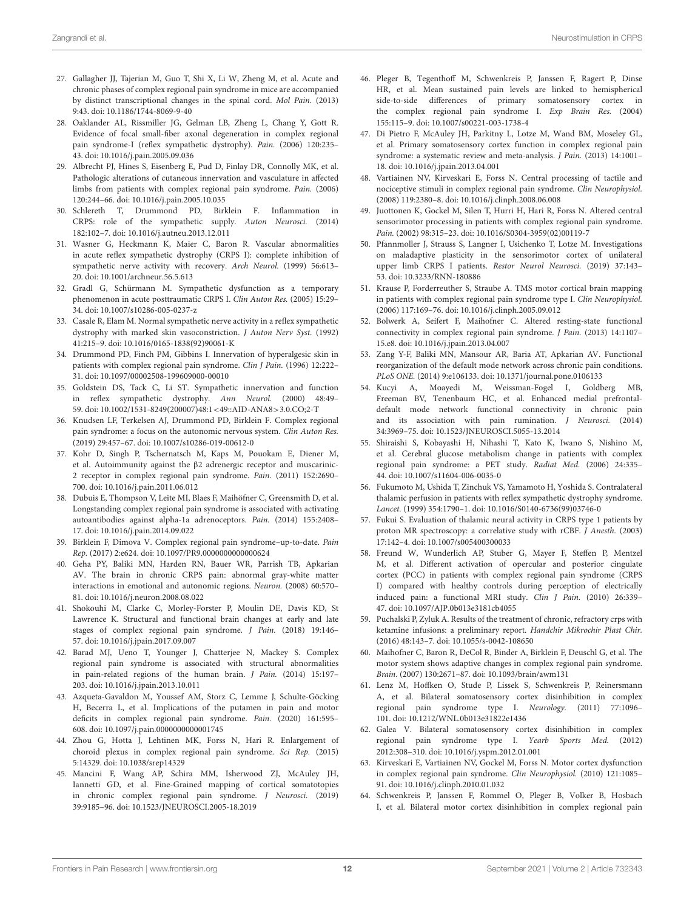27. Gallagher JJ, Tajerian M, Guo T, Shi X, Li W, Zheng M, et al. Acute and chronic phases of complex regional pain syndrome in mice are accompanied by distinct transcriptional changes in the spinal cord. *Mol Pain.* (2013) 9:43. doi: 10.1186/1744-8069-9-40
28. Oaklander AL, Rissmiller JG, Gelman LB, Zheng L, Chang Y, Gott R. Evidence of focal small-fiber axonal degeneration in complex regional pain syndrome-I (reflex sympathetic dystrophy). *Pain.* (2006) 120:235–43. doi: 10.1016/j.pain.2005.09.036
29. Albrecht PJ, Hines S, Eisenberg E, Pud D, Finlay DR, Connolly MK, et al. Pathologic alterations of cutaneous innervation and vasculature in affected limbs from patients with complex regional pain syndrome. *Pain.* (2006) 120:244–66. doi: 10.1016/j.pain.2005.10.035
30. Schlereth T, Drummond PD, Birklein F. Inflammation in CRPS: role of the sympathetic supply. *Auton Neurosci.* (2014) 182:102–7. doi: 10.1016/j.autneu.2013.12.011
31. Wasner G, Heckmann K, Maier C, Baron R. Vascular abnormalities in acute reflex sympathetic dystrophy (CRPS I): complete inhibition of sympathetic nerve activity with recovery. *Arch Neurol.* (1999) 56:613–20. doi: 10.1001/archneur.56.5.613
32. Gradl G, Schürmann M. Sympathetic dysfunction as a temporary phenomenon in acute posttraumatic CRPS I. *Clin Auton Res.* (2005) 15:29–34. doi: 10.1007/s10286-005-0237-z
33. Casale R, Elam M. Normal sympathetic nerve activity in a reflex sympathetic dystrophy with marked skin vasoconstriction. *J Auton Nerv Syst.* (1992) 41:215–9. doi: 10.1016/0165-1838(92)90061-K
34. Drummond PD, Finch PM, Gibbins I. Innervation of hyperalgesic skin in patients with complex regional pain syndrome. *Clin J Pain.* (1996) 12:222–31. doi: 10.1097/00002508-199609000-00010
35. Goldstein DS, Tack C, Li ST. Sympathetic innervation and function in reflex sympathetic dystrophy. *Ann Neurol.* (2000) 48:49–59. doi: 10.1002/1531-8249(200007)48:1<49::AID-ANA8>3.0.CO;2-T
36. Knudsen LF, Terkelsen AJ, Drummond PD, Birklein F. Complex regional pain syndrome: a focus on the autonomic nervous system. *Clin Auton Res.* (2019) 29:457–67. doi: 10.1007/s10286-019-00612-0
37. Kohr D, Singh P, Tschernatsch M, Kaps M, Pouokam E, Diener M, et al. Autoimmunity against the β2 adrenergic receptor and muscarinic-2 receptor in complex regional pain syndrome. *Pain.* (2011) 152:2690–700. doi: 10.1016/j.pain.2011.06.012
38. Dubuis E, Thompson V, Leite MI, Blaes F, Maihöfner C, Greensmith D, et al. Longstanding complex regional pain syndrome is associated with activating autoantibodies against alpha-1a adrenoceptors. *Pain.* (2014) 155:2408–17. doi: 10.1016/j.pain.2014.09.022
39. Birklein F, Dimova V. Complex regional pain syndrome–up-to-date. *Pain Rep.* (2017) 2:e624. doi: 10.1097/PR9.0000000000000624
40. Geha PY, Baliki MN, Harden RN, Bauer WR, Parrish TB, Apkarian AV. The brain in chronic CRPS pain: abnormal gray-white matter interactions in emotional and autonomic regions. *Neuron.* (2008) 60:570–81. doi: 10.1016/j.neuron.2008.08.022
41. Shokouhi M, Clarke C, Morley-Forster P, Moulin DE, Davis KD, St Lawrence K. Structural and functional brain changes at early and late stages of complex regional pain syndrome. *J Pain.* (2018) 19:146–57. doi: 10.1016/j.jpain.2017.09.007
42. Barad MJ, Ueno T, Younger J, Chatterjee N, Mackey S. Complex regional pain syndrome is associated with structural abnormalities in pain-related regions of the human brain. *J Pain.* (2014) 15:197–203. doi: 10.1016/j.jpain.2013.10.011
43. Azqueta-Gavaldon M, Youssef AM, Storz C, Lemme J, Schulte-Göcking H, Becerra L, et al. Implications of the putamen in pain and motor deficits in complex regional pain syndrome. *Pain.* (2020) 161:595–608. doi: 10.1097/j.pain.0000000000001745
44. Zhou G, Hotta J, Lehtinen MK, Forss N, Hari R. Enlargement of choroid plexus in complex regional pain syndrome. *Sci Rep.* (2015) 5:14329. doi: 10.1038/srep14329
45. Mancini F, Wang AP, Schira MM, Isherwood ZJ, McAuley JH, Iannetti GD, et al. Fine-Grained mapping of cortical somatotopies in chronic complex regional pain syndrome. *J Neurosci.* (2019) 39:9185–96. doi: 10.1523/JNEUROSCI.2005-18.2019
46. Pleger B, Tegenthoff M, Schwenkreis P, Janssen F, Ragert P, Dinse HR, et al. Mean sustained pain levels are linked to hemispherical side-to-side differences of primary somatosensory cortex in the complex regional pain syndrome I. *Exp Brain Res.* (2004) 155:115–9. doi: 10.1007/s00221-003-1738-4
47. Di Pietro F, McAuley JH, Parkitny L, Lotze M, Wand BM, Moseley GL, et al. Primary somatosensory cortex function in complex regional pain syndrome: a systematic review and meta-analysis. *J Pain.* (2013) 14:1001–18. doi: 10.1016/j.jpain.2013.04.001
48. Vartiainen NV, Kirveskari E, Forss N. Central processing of tactile and nociceptive stimuli in complex regional pain syndrome. *Clin Neurophysiol.* (2008) 119:2380–8. doi: 10.1016/j.clinph.2008.06.008
49. Juottonen K, Gockel M, Silen T, Hurri H, Hari R, Forss N. Altered central sensorimotor processing in patients with complex regional pain syndrome. *Pain.* (2002) 98:315–23. doi: 10.1016/S0304-3959(02)00119-7
50. Pfannmoller J, Strauss S, Langner I, Usichenko T, Lotze M. Investigations on maladaptive plasticity in the sensorimotor cortex of unilateral upper limb CRPS I patients. *Restor Neurol Neurosci.* (2019) 37:143–53. doi: 10.3233/RNN-180886
51. Krause P, Forderreuther S, Straube A. TMS motor cortical brain mapping in patients with complex regional pain syndrome type I. *Clin Neurophysiol.* (2006) 117:169–76. doi: 10.1016/j.clinph.2005.09.012
52. Bolwerk A, Seifert F, Maihofner C. Altered resting-state functional connectivity in complex regional pain syndrome. *J Pain.* (2013) 14:1107–15.e8. doi: 10.1016/j.jpain.2013.04.007
53. Zang Y-F, Baliki MN, Mansour AR, Baria AT, Apkarian AV. Functional reorganization of the default mode network across chronic pain conditions. *PLoS ONE.* (2014) 9:e106133. doi: 10.1371/journal.pone.0106133
54. Kucyi A, Moayedi M, Weissman-Fogel I, Goldberg MB, Freeman BV, Tenenbaum HC, et al. Enhanced medial prefrontal-default mode network functional connectivity in chronic pain and its association with pain rumination. *J Neurosci.* (2014) 34:3969–75. doi: 10.1523/JNEUROSCI.5055-13.2014
55. Shiraishi S, Kobayashi H, Nihashi T, Kato K, Iwano S, Nishino M, et al. Cerebral glucose metabolism change in patients with complex regional pain syndrome: a PET study. *Radiat Med.* (2006) 24:335–44. doi: 10.1007/s11604-006-0035-0
56. Fukumoto M, Ushida T, Zinchuk VS, Yamamoto H, Yoshida S. Contralateral thalamic perfusion in patients with reflex sympathetic dystrophy syndrome. *Lancet.* (1999) 354:1790–1. doi: 10.1016/S0140-6736(99)03746-0
57. Fukui S. Evaluation of thalamic neural activity in CRPS type 1 patients by proton MR spectroscopy: a correlative study with rCBF. *J Anesth.* (2003) 17:142–4. doi: 10.1007/s005400300033
58. Freund W, Wunderlich AP, Stuber G, Mayer F, Steffen P, Mentzel M, et al. Different activation of opercular and posterior cingulate cortex (PCC) in patients with complex regional pain syndrome (CRPS I) compared with healthy controls during perception of electrically induced pain: a functional MRI study. *Clin J Pain.* (2010) 26:339–47. doi: 10.1097/AJP.0b013e3181cb4055
59. Puchalski P, Zyluk A. Results of the treatment of chronic, refractory crps with ketamine infusions: a preliminary report. *Handchir Mikrochir Plast Chir.* (2016) 48:143–7. doi: 10.1055/s-0042-108650
60. Maihofner C, Baron R, DeCol R, Binder A, Birklein F, Deuschl G, et al. The motor system shows adaptive changes in complex regional pain syndrome. *Brain.* (2007) 130:2671–87. doi: 10.1093/brain/awm131
61. Lenz M, Hoffken O, Stude P, Lissek S, Schwenkreis P, Reinersmann A, et al. Bilateral somatosensory cortex disinhibition in complex regional pain syndrome type I. *Neurology.* (2011) 77:1096–101. doi: 10.1212/WNL.0b013e31822e1436
62. Galea V. Bilateral somatosensory cortex disinhibition in complex regional pain syndrome type I. *Yearb Sports Med.* (2012) 2012:308–310. doi: 10.1016/j.yspm.2012.01.001
63. Kirveskari E, Vartiainen NV, Gockel M, Forss N. Motor cortex dysfunction in complex regional pain syndrome. *Clin Neurophysiol.* (2010) 121:1085–91. doi: 10.1016/j.clinph.2010.01.032
64. Schwenkreis P, Janssen F, Rommel O, Pleger B, Volker B, Hosbach I, et al. Bilateral motor cortex disinhibition in complex regional pain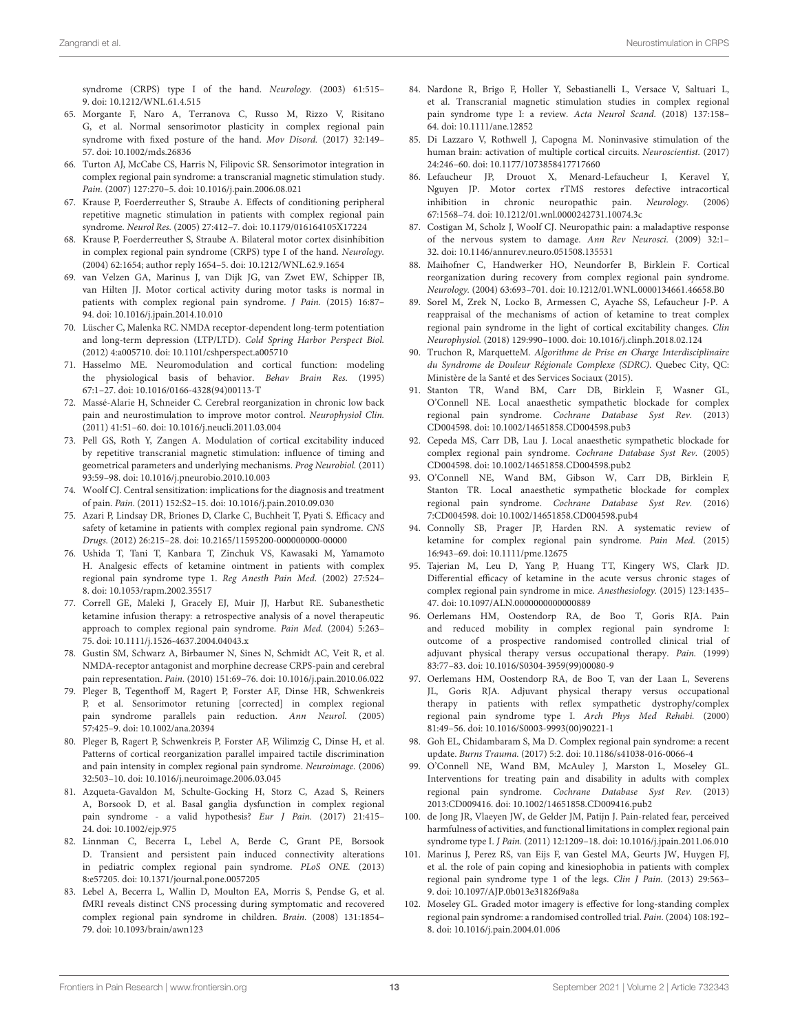syndrome (CRPS) type I of the hand. *Neurology.* (2003) 61:515–9. doi: 10.1212/WNL.61.4.515

65. Morgante F, Naro A, Terranova C, Russo M, Rizzo V, Risitano G, et al. Normal sensorimotor plasticity in complex regional pain syndrome with fixed posture of the hand. *Mov Disord.* (2017) 32:149–57. doi: 10.1002/mds.26836

66. Turton AJ, McCabe CS, Harris N, Filipovic SR. Sensorimotor integration in complex regional pain syndrome: a transcranial magnetic stimulation study. *Pain.* (2007) 127:270–5. doi: 10.1016/j.pain.2006.08.021

67. Krause P, Foerderreuther S, Straube A. Effects of conditioning peripheral repetitive magnetic stimulation in patients with complex regional pain syndrome. *Neurol Res.* (2005) 27:412–7. doi: 10.1179/016164105X17224

68. Krause P, Foerderreuther S, Straube A. Bilateral motor cortex disinhibition in complex regional pain syndrome (CRPS) type I of the hand. *Neurology.* (2004) 62:1654; author reply 1654–5. doi: 10.1212/WNL.62.9.1654

69. van Velzen GA, Marinus J, van Dijk JG, van Zwet EW, Schipper IB, van Hilten JJ. Motor cortical activity during motor tasks is normal in patients with complex regional pain syndrome. *J Pain.* (2015) 16:87–94. doi: 10.1016/j.jpain.2014.10.010

70. Lüscher C, Malenka RC. NMDA receptor-dependent long-term potentiation and long-term depression (LTP/LTD). *Cold Spring Harbor Perspect Biol.* (2012) 4:a005710. doi: 10.1101/cshperspect.a005710

71. Hasselmo ME. Neuromodulation and cortical function: modeling the physiological basis of behavior. *Behav Brain Res.* (1995) 67:1–27. doi: 10.1016/0166-4328(94)00113-T

72. Massé-Alarie H, Schneider C. Cerebral reorganization in chronic low back pain and neurostimulation to improve motor control. *Neurophysiol Clin.* (2011) 41:51–60. doi: 10.1016/j.neucli.2011.03.004

73. Pell GS, Roth Y, Zangen A. Modulation of cortical excitability induced by repetitive transcranial magnetic stimulation: influence of timing and geometrical parameters and underlying mechanisms. *Prog Neurobiol.* (2011) 93:59–98. doi: 10.1016/j.pneurobio.2010.10.003

74. Woolf CJ. Central sensitization: implications for the diagnosis and treatment of pain. *Pain.* (2011) 152:S2–15. doi: 10.1016/j.pain.2010.09.030

75. Azari P, Lindsay DR, Briones D, Clarke C, Buchheit T, Pyati S. Efficacy and safety of ketamine in patients with complex regional pain syndrome. *CNS Drugs.* (2012) 26:215–28. doi: 10.2165/11595200-000000000-00000

76. Ushida T, Tani T, Kanbara T, Zinchuk VS, Kawasaki M, Yamamoto H. Analgesic effects of ketamine ointment in patients with complex regional pain syndrome type 1. *Reg Anesth Pain Med.* (2002) 27:524–8. doi: 10.1053/rapm.2002.35517

77. Correll GE, Maleki J, Gracely EJ, Muir JJ, Harbut RE. Subanesthetic ketamine infusion therapy: a retrospective analysis of a novel therapeutic approach to complex regional pain syndrome. *Pain Med.* (2004) 5:263–75. doi: 10.1111/j.1526-4637.2004.04043.x

78. Gustin SM, Schwarz A, Birbaumer N, Sines N, Schmidt AC, Veit R, et al. NMDA-receptor antagonist and morphine decrease CRPS-pain and cerebral pain representation. *Pain.* (2010) 151:69–76. doi: 10.1016/j.pain.2010.06.022

79. Pleger B, Tegenthoff M, Ragert P, Forster AF, Dinse HR, Schwenkreis P, et al. Sensorimotor retuning [corrected] in complex regional pain syndrome parallels pain reduction. *Ann Neurol.* (2005) 57:425–9. doi: 10.1002/ana.20394

80. Pleger B, Ragert P, Schwenkreis P, Forster AF, Wilimzig C, Dinse H, et al. Patterns of cortical reorganization parallel impaired tactile discrimination and pain intensity in complex regional pain syndrome. *Neuroimage.* (2006) 32:503–10. doi: 10.1016/j.neuroimage.2006.03.045

81. Azqueta-Gavaldon M, Schulte-Gocking H, Storz C, Azad S, Reiners A, Borsook D, et al. Basal ganglia dysfunction in complex regional pain syndrome - a valid hypothesis? *Eur J Pain.* (2017) 21:415–24. doi: 10.1002/ejp.975

82. Linnman C, Becerra L, Lebel A, Berde C, Grant PE, Borsook D. Transient and persistent pain induced connectivity alterations in pediatric complex regional pain syndrome. *PLoS ONE.* (2013) 8:e57205. doi: 10.1371/journal.pone.0057205

83. Lebel A, Becerra L, Wallin D, Moulton EA, Morris S, Pendse G, et al. fMRI reveals distinct CNS processing during symptomatic and recovered complex regional pain syndrome in children. *Brain.* (2008) 131:1854–79. doi: 10.1093/brain/awn123

84. Nardone R, Brigo F, Holler Y, Sebastianelli L, Versace V, Saltuari L, et al. Transcranial magnetic stimulation studies in complex regional pain syndrome type I: a review. *Acta Neurol Scand.* (2018) 137:158–64. doi: 10.1111/ane.12852

85. Di Lazzaro V, Rothwell J, Capogna M. Noninvasive stimulation of the human brain: activation of multiple cortical circuits. *Neuroscientist.* (2017) 24:246–60. doi: 10.1177/1073858417717660

86. Lefaucheur JP, Drouot X, Menard-Lefaucheur I, Keravel Y, Nguyen JP. Motor cortex rTMS restores defective intracortical inhibition in chronic neuropathic pain. *Neurology.* (2006) 67:1568–74. doi: 10.1212/01.wnl.0000242731.10074.3c

87. Costigan M, Scholz J, Woolf CJ. Neuropathic pain: a maladaptive response of the nervous system to damage. *Ann Rev Neurosci.* (2009) 32:1–32. doi: 10.1146/annurev.neuro.051508.135531

88. Maihofner C, Handwerker HO, Neundorfer B, Birklein F. Cortical reorganization during recovery from complex regional pain syndrome. *Neurology.* (2004) 63:693–701. doi: 10.1212/01.WNL.0000134661.46658.B0

89. Sorel M, Zrek N, Locko B, Armessen C, Ayache SS, Lefaucheur J-P. A reappraisal of the mechanisms of action of ketamine to treat complex regional pain syndrome in the light of cortical excitability changes. *Clin Neurophysiol.* (2018) 129:990–1000. doi: 10.1016/j.clinph.2018.02.124

90. Truchon R, MarquetteM. *Algorithme de Prise en Charge Interdisciplinaire du Syndrome de Douleur Régionale Complexe (SDRC).* Quebec City, QC: Ministère de la Santé et des Services Sociaux (2015).

91. Stanton TR, Wand BM, Carr DB, Birklein F, Wasner GL, O'Connell NE. Local anaesthetic sympathetic blockade for complex regional pain syndrome. *Cochrane Database Syst Rev.* (2013) CD004598. doi: 10.1002/14651858.CD004598.pub3

92. Cepeda MS, Carr DB, Lau J. Local anaesthetic sympathetic blockade for complex regional pain syndrome. *Cochrane Database Syst Rev.* (2005) CD004598. doi: 10.1002/14651858.CD004598.pub2

93. O'Connell NE, Wand BM, Gibson W, Carr DB, Birklein F, Stanton TR. Local anaesthetic sympathetic blockade for complex regional pain syndrome. *Cochrane Database Syst Rev.* (2016) 7:CD004598. doi: 10.1002/14651858.CD004598.pub4

94. Connolly SB, Prager JP, Harden RN. A systematic review of ketamine for complex regional pain syndrome. *Pain Med.* (2015) 16:943–69. doi: 10.1111/pme.12675

95. Tajerian M, Leu D, Yang P, Huang TT, Kingery WS, Clark JD. Differential efficacy of ketamine in the acute versus chronic stages of complex regional pain syndrome in mice. *Anesthesiology.* (2015) 123:1435–47. doi: 10.1097/ALN.0000000000000889

96. Oerlemans HM, Oostendorp RA, de Boo T, Goris RJA. Pain and reduced mobility in complex regional pain syndrome I: outcome of a prospective randomised controlled clinical trial of adjuvant physical therapy versus occupational therapy. *Pain.* (1999) 83:77–83. doi: 10.1016/S0304-3959(99)00080-9

97. Oerlemans HM, Oostendorp RA, de Boo T, van der Laan L, Severens JL, Goris RJA. Adjuvant physical therapy versus occupational therapy in patients with reflex sympathetic dystrophy/complex regional pain syndrome type I. *Arch Phys Med Rehabi.* (2000) 81:49–56. doi: 10.1016/S0003-9993(00)90221-1

98. Goh EL, Chidambaram S, Ma D. Complex regional pain syndrome: a recent update. *Burns Trauma.* (2017) 5:2. doi: 10.1186/s41038-016-0066-4

99. O'Connell NE, Wand BM, McAuley J, Marston L, Moseley GL. Interventions for treating pain and disability in adults with complex regional pain syndrome. *Cochrane Database Syst Rev.* (2013) 2013:CD009416. doi: 10.1002/14651858.CD009416.pub2

100. de Jong JR, Vlaeyen JW, de Gelder JM, Patijn J. Pain-related fear, perceived harmfulness of activities, and functional limitations in complex regional pain syndrome type I. *J Pain.* (2011) 12:1209–18. doi: 10.1016/j.jpain.2011.06.010

101. Marinus J, Perez RS, van Eijs F, van Gestel MA, Geurts JW, Huygen FJ, et al. the role of pain coping and kinesiophobia in patients with complex regional pain syndrome type 1 of the legs. *Clin J Pain.* (2013) 29:563–9. doi: 10.1097/AJP.0b013e31826f9a8a

102. Moseley GL. Graded motor imagery is effective for long-standing complex regional pain syndrome: a randomised controlled trial. *Pain.* (2004) 108:192–8. doi: 10.1016/j.pain.2004.01.006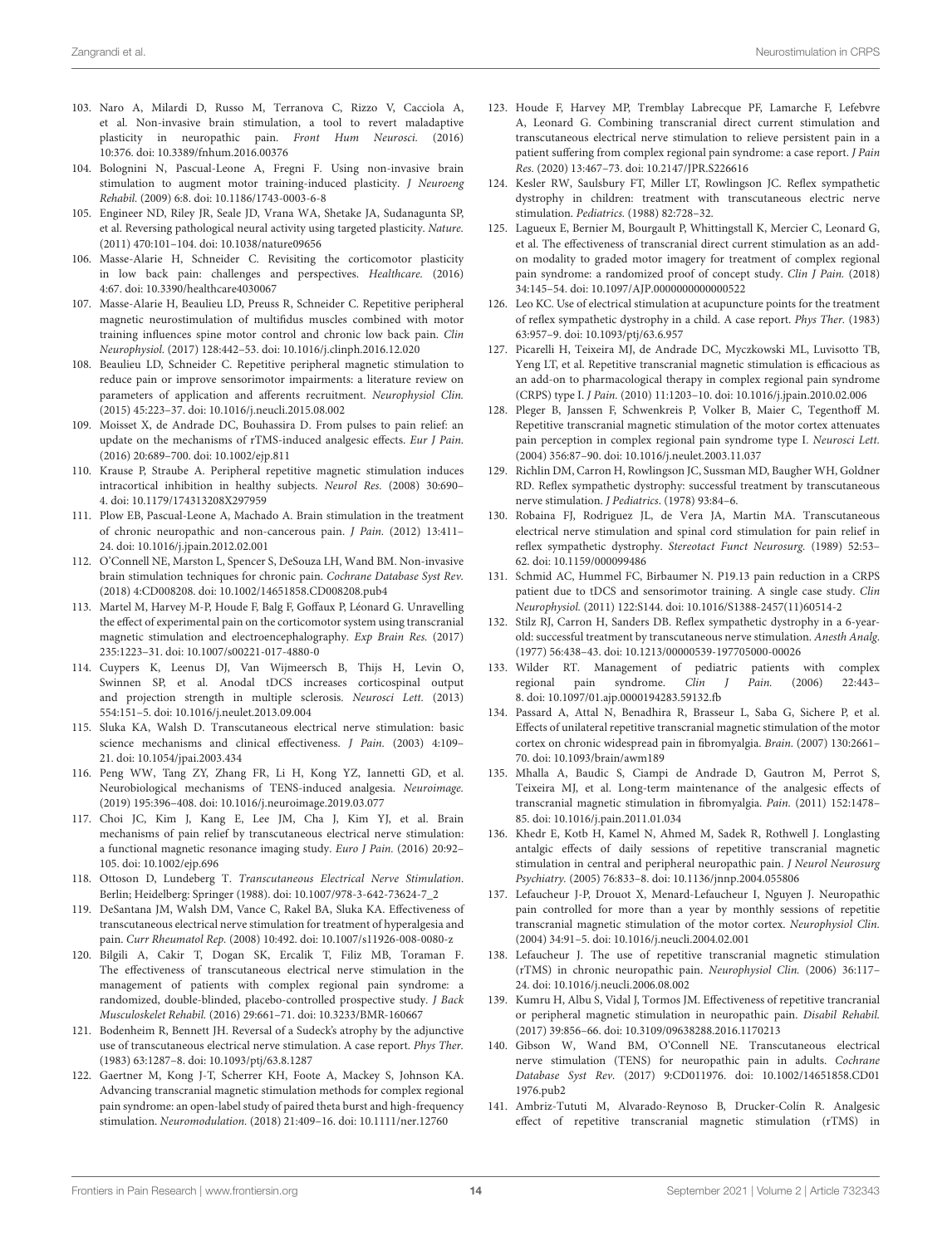103. Naro A, Milardi D, Russo M, Terranova C, Rizzo V, Cacciola A, et al. Non-invasive brain stimulation, a tool to revert maladaptive plasticity in neuropathic pain. *Front Hum Neurosci.* (2016) 10:376. doi: 10.3389/fnhum.2016.00376
104. Bolognini N, Pascual-Leone A, Fregni F. Using non-invasive brain stimulation to augment motor training-induced plasticity. *J Neuroeng Rehabil.* (2009) 6:8. doi: 10.1186/1743-0003-6-8
105. Engineer ND, Riley JR, Seale JD, Vrana WA, Shetake JA, Sudanagunta SP, et al. Reversing pathological neural activity using targeted plasticity. *Nature.* (2011) 470:101–104. doi: 10.1038/nature09656
106. Masse-Alarie H, Schneider C. Revisiting the corticomotor plasticity in low back pain: challenges and perspectives. *Healthcare.* (2016) 4:67. doi: 10.3390/healthcare4030067
107. Masse-Alarie H, Beaulieu LD, Preuss R, Schneider C. Repetitive peripheral magnetic neurostimulation of multifidus muscles combined with motor training influences spine motor control and chronic low back pain. *Clin Neurophysiol.* (2017) 128:442–53. doi: 10.1016/j.clinph.2016.12.020
108. Beaulieu LD, Schneider C. Repetitive peripheral magnetic stimulation to reduce pain or improve sensorimotor impairments: a literature review on parameters of application and afferents recruitment. *Neurophysiol Clin.* (2015) 45:223–37. doi: 10.1016/j.neucli.2015.08.002
109. Moisset X, de Andrade DC, Bouhassira D. From pulses to pain relief: an update on the mechanisms of rTMS-induced analgesic effects. *Eur J Pain.* (2016) 20:689–700. doi: 10.1002/ejp.811
110. Krause P, Straube A. Peripheral repetitive magnetic stimulation induces intracortical inhibition in healthy subjects. *Neurol Res.* (2008) 30:690–4. doi: 10.1179/174313208X297959
111. Plow EB, Pascual-Leone A, Machado A. Brain stimulation in the treatment of chronic neuropathic and non-cancerous pain. *J Pain.* (2012) 13:411–24. doi: 10.1016/j.jpain.2012.02.001
112. O'Connell NE, Marston L, Spencer S, DeSouza LH, Wand BM. Non-invasive brain stimulation techniques for chronic pain. *Cochrane Database Syst Rev.* (2018) 4:CD008208. doi: 10.1002/14651858.CD008208.pub4
113. Martel M, Harvey M-P, Houde F, Balg F, Goffaux P, Léonard G. Unravelling the effect of experimental pain on the corticomotor system using transcranial magnetic stimulation and electroencephalography. *Exp Brain Res.* (2017) 235:1223–31. doi: 10.1007/s00221-017-4880-0
114. Cuypers K, Leenus DJ, Van Wijmeersch B, Thijs H, Levin O, Swinnen SP, et al. Anodal tDCS increases corticospinal output and projection strength in multiple sclerosis. *Neurosci Lett.* (2013) 554:151–5. doi: 10.1016/j.neulet.2013.09.004
115. Sluka KA, Walsh D. Transcutaneous electrical nerve stimulation: basic science mechanisms and clinical effectiveness. *J Pain.* (2003) 4:109–21. doi: 10.1054/jpai.2003.434
116. Peng WW, Tang ZY, Zhang FR, Li H, Kong YZ, Iannetti GD, et al. Neurobiological mechanisms of TENS-induced analgesia. *Neuroimage.* (2019) 195:396–408. doi: 10.1016/j.neuroimage.2019.03.077
117. Choi JC, Kim J, Kang E, Lee JM, Cha J, Kim YJ, et al. Brain mechanisms of pain relief by transcutaneous electrical nerve stimulation: a functional magnetic resonance imaging study. *Euro J Pain.* (2016) 20:92–105. doi: 10.1002/ejp.696
118. Ottoson D, Lundeberg T. *Transcutaneous Electrical Nerve Stimulation.* Berlin; Heidelberg: Springer (1988). doi: 10.1007/978-3-642-73624-7_2
119. DeSantana JM, Walsh DM, Vance C, Rakel BA, Sluka KA. Effectiveness of transcutaneous electrical nerve stimulation for treatment of hyperalgesia and pain. *Curr Rheumatol Rep.* (2008) 10:492. doi: 10.1007/s11926-008-0080-z
120. Bilgili A, Cakir T, Dogan SK, Ercalik T, Filiz MB, Toraman F. The effectiveness of transcutaneous electrical nerve stimulation in the management of patients with complex regional pain syndrome: a randomized, double-blinded, placebo-controlled prospective study. *J Back Musculoskelet Rehabil.* (2016) 29:661–71. doi: 10.3233/BMR-160667
121. Bodenheim R, Bennett JH. Reversal of a Sudeck's atrophy by the adjunctive use of transcutaneous electrical nerve stimulation. A case report. *Phys Ther.* (1983) 63:1287–8. doi: 10.1093/ptj/63.8.1287
122. Gaertner M, Kong J-T, Scherrer KH, Foote A, Mackey S, Johnson KA. Advancing transcranial magnetic stimulation methods for complex regional pain syndrome: an open-label study of paired theta burst and high-frequency stimulation. *Neuromodulation.* (2018) 21:409–16. doi: 10.1111/ner.12760
123. Houde F, Harvey MP, Tremblay Labrecque PF, Lamarche F, Lefebvre A, Leonard G. Combining transcranial direct current stimulation and transcutaneous electrical nerve stimulation to relieve persistent pain in a patient suffering from complex regional pain syndrome: a case report. *J Pain Res.* (2020) 13:467–73. doi: 10.2147/JPR.S226616
124. Kesler RW, Saulsbury FT, Miller LT, Rowlingson JC. Reflex sympathetic dystrophy in children: treatment with transcutaneous electric nerve stimulation. *Pediatrics.* (1988) 82:728–32.
125. Lagueux E, Bernier M, Bourgault P, Whittingstall K, Mercier C, Leonard G, et al. The effectiveness of transcranial direct current stimulation as an add-on modality to graded motor imagery for treatment of complex regional pain syndrome: a randomized proof of concept study. *Clin J Pain.* (2018) 34:145–54. doi: 10.1097/AJP.0000000000000522
126. Leo KC. Use of electrical stimulation at acupuncture points for the treatment of reflex sympathetic dystrophy in a child. A case report. *Phys Ther.* (1983) 63:957–9. doi: 10.1093/ptj/63.6.957
127. Picarelli H, Teixeira MJ, de Andrade DC, Myczkowski ML, Luvisotto TB, Yeng LT, et al. Repetitive transcranial magnetic stimulation is efficacious as an add-on to pharmacological therapy in complex regional pain syndrome (CRPS) type I. *J Pain.* (2010) 11:1203–10. doi: 10.1016/j.jpain.2010.02.006
128. Pleger B, Janssen F, Schwenkreis P, Volker B, Maier C, Tegenthoff M. Repetitive transcranial magnetic stimulation of the motor cortex attenuates pain perception in complex regional pain syndrome type I. *Neurosci Lett.* (2004) 356:87–90. doi: 10.1016/j.neulet.2003.11.037
129. Richlin DM, Carron H, Rowlingson JC, Sussman MD, Baugher WH, Goldner RD. Reflex sympathetic dystrophy: successful treatment by transcutaneous nerve stimulation. *J Pediatrics.* (1978) 93:84–6.
130. Robaina FJ, Rodriguez JL, de Vera JA, Martin MA. Transcutaneous electrical nerve stimulation and spinal cord stimulation for pain relief in reflex sympathetic dystrophy. *Stereotact Funct Neurosurg.* (1989) 52:53–62. doi: 10.1159/000099486
131. Schmid AC, Hummel FC, Birbaumer N. P19.13 pain reduction in a CRPS patient due to tDCS and sensorimotor training. A single case study. *Clin Neurophysiol.* (2011) 122:S144. doi: 10.1016/S1388-2457(11)60514-2
132. Stilz RJ, Carron H, Sanders DB. Reflex sympathetic dystrophy in a 6-year-old: successful treatment by transcutaneous nerve stimulation. *Anesth Analg.* (1977) 56:438–43. doi: 10.1213/00000539-197705000-00026
133. Wilder RT. Management of pediatric patients with complex regional pain syndrome. *Clin J Pain.* (2006) 22:443–8. doi: 10.1097/01.ajp.0000194283.59132.fb
134. Passard A, Attal N, Benadhira R, Brasseur L, Saba G, Sichere P, et al. Effects of unilateral repetitive transcranial magnetic stimulation of the motor cortex on chronic widespread pain in fibromyalgia. *Brain.* (2007) 130:2661–70. doi: 10.1093/brain/awm189
135. Mhalla A, Baudic S, Ciampi de Andrade D, Gautron M, Perrot S, Teixeira MJ, et al. Long-term maintenance of the analgesic effects of transcranial magnetic stimulation in fibromyalgia. *Pain.* (2011) 152:1478–85. doi: 10.1016/j.pain.2011.01.034
136. Khedr E, Kotb H, Kamel N, Ahmed M, Sadek R, Rothwell J. Longlasting antalgic effects of daily sessions of repetitive transcranial magnetic stimulation in central and peripheral neuropathic pain. *J Neurol Neurosurg Psychiatry.* (2005) 76:833–8. doi: 10.1136/jnnp.2004.055806
137. Lefaucheur J-P, Drouot X, Menard-Lefaucheur I, Nguyen J. Neuropathic pain controlled for more than a year by monthly sessions of repetitie transcranial magnetic stimulation of the motor cortex. *Neurophysiol Clin.* (2004) 34:91–5. doi: 10.1016/j.neucli.2004.02.001
138. Lefaucheur J. The use of repetitive transcranial magnetic stimulation (rTMS) in chronic neuropathic pain. *Neurophysiol Clin.* (2006) 36:117–24. doi: 10.1016/j.neucli.2006.08.002
139. Kumru H, Albu S, Vidal J, Tormos JM. Effectiveness of repetitive trancranial or peripheral magnetic stimulation in neuropathic pain. *Disabil Rehabil.* (2017) 39:856–66. doi: 10.3109/09638288.2016.1170213
140. Gibson W, Wand BM, O'Connell NE. Transcutaneous electrical nerve stimulation (TENS) for neuropathic pain in adults. *Cochrane Database Syst Rev.* (2017) 9:CD011976. doi: 10.1002/14651858.CD011976.pub2
141. Ambriz-Tututi M, Alvarado-Reynoso B, Drucker-Colín R. Analgesic effect of repetitive transcranial magnetic stimulation (rTMS) in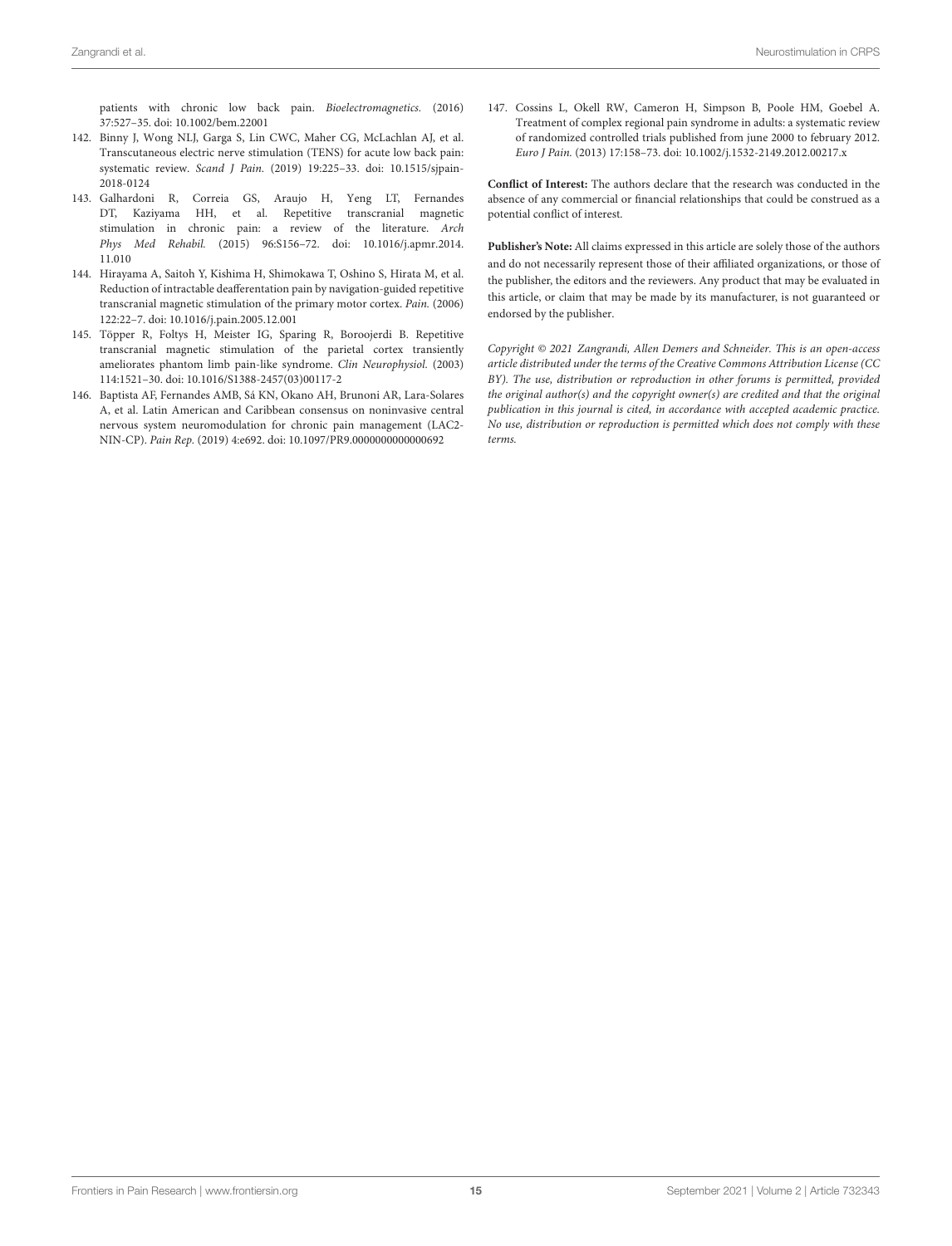patients with chronic low back pain. *Bioelectromagnetics*. (2016) 37:527–35. doi: 10.1002/bem.22001

142. Binny J, Wong NLJ, Garga S, Lin CWC, Maher CG, McLachlan AJ, et al. Transcutaneous electric nerve stimulation (TENS) for acute low back pain: systematic review. *Scand J Pain*. (2019) 19:225–33. doi: 10.1515/sjpain-2018-0124
143. Galhardoni R, Correia GS, Araujo H, Yeng LT, Fernandes DT, Kaziyama HH, et al. Repetitive transcranial magnetic stimulation in chronic pain: a review of the literature. *Arch Phys Med Rehabil*. (2015) 96:S156–72. doi: 10.1016/j.apmr.2014.11.010
144. Hirayama A, Saitoh Y, Kishima H, Shimokawa T, Oshino S, Hirata M, et al. Reduction of intractable deafferentation pain by navigation-guided repetitive transcranial magnetic stimulation of the primary motor cortex. *Pain*. (2006) 122:22–7. doi: 10.1016/j.pain.2005.12.001
145. Töpper R, Foltys H, Meister IG, Sparing R, Boroojerdi B. Repetitive transcranial magnetic stimulation of the parietal cortex transiently ameliorates phantom limb pain-like syndrome. *Clin Neurophysiol*. (2003) 114:1521–30. doi: 10.1016/S1388-2457(03)00117-2
146. Baptista AF, Fernandes AMB, Sá KN, Okano AH, Brunoni AR, Lara-Solares A, et al. Latin American and Caribbean consensus on noninvasive central nervous system neuromodulation for chronic pain management (LAC2-NIN-CP). *Pain Rep*. (2019) 4:e692. doi: 10.1097/PR9.0000000000000692
147. Cossins L, Okell RW, Cameron H, Simpson B, Poole HM, Goebel A. Treatment of complex regional pain syndrome in adults: a systematic review of randomized controlled trials published from june 2000 to february 2012. *Euro J Pain*. (2013) 17:158–73. doi: 10.1002/j.1532-2149.2012.00217.x

**Conflict of Interest:** The authors declare that the research was conducted in the absence of any commercial or financial relationships that could be construed as a potential conflict of interest.

**Publisher's Note:** All claims expressed in this article are solely those of the authors and do not necessarily represent those of their affiliated organizations, or those of the publisher, the editors and the reviewers. Any product that may be evaluated in this article, or claim that may be made by its manufacturer, is not guaranteed or endorsed by the publisher.

*Copyright © 2021 Zangrandi, Allen Demers and Schneider. This is an open-access article distributed under the terms of the Creative Commons Attribution License (CC BY). The use, distribution or reproduction in other forums is permitted, provided the original author(s) and the copyright owner(s) are credited and that the original publication in this journal is cited, in accordance with accepted academic practice. No use, distribution or reproduction is permitted which does not comply with these terms.*